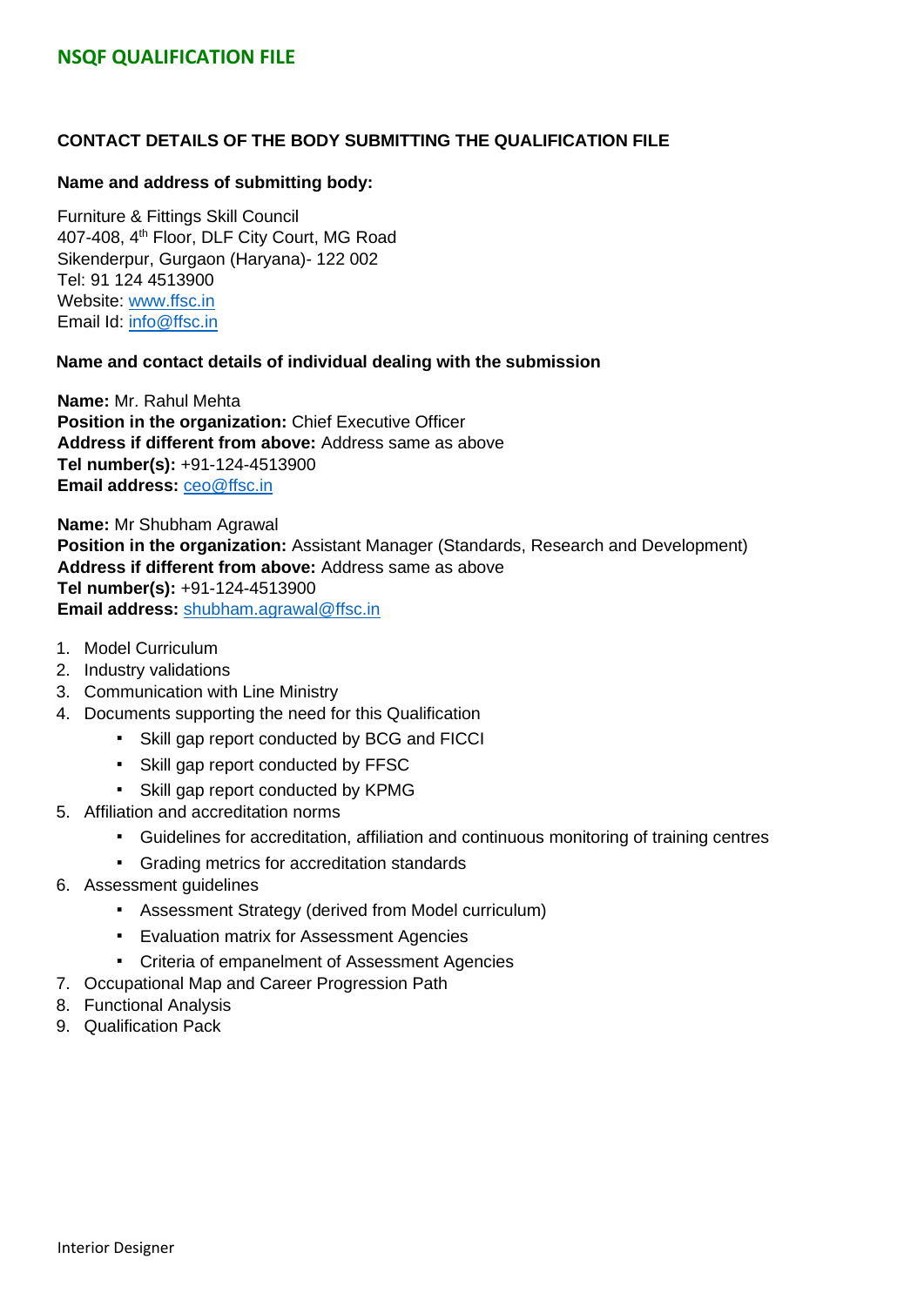# NSQF QUALIFICATION FILE

## CONTACT DETAILS OF THE BODY SUBMITTING THE QUALIFICATION FILE

**Name and address of submitting body:**

Furniture & Fittings Skill Council
407-408, 4th Floor, DLF City Court, MG Road
Sikenderpur, Gurgaon (Haryana)- 122 002
Tel: 91 124 4513900
Website: www.ffsc.in
Email Id: info@ffsc.in

**Name and contact details of individual dealing with the submission**

**Name:** Mr. Rahul Mehta
**Position in the organization:** Chief Executive Officer
**Address if different from above:** Address same as above
**Tel number(s):** +91-124-4513900
**Email address:** ceo@ffsc.in

**Name:** Mr Shubham Agrawal
**Position in the organization:** Assistant Manager (Standards, Research and Development)
**Address if different from above:** Address same as above
**Tel number(s):** +91-124-4513900
**Email address:** shubham.agrawal@ffsc.in

1. Model Curriculum
2. Industry validations
3. Communication with Line Ministry
4. Documents supporting the need for this Qualification
   - Skill gap report conducted by BCG and FICCI
   - Skill gap report conducted by FFSC
   - Skill gap report conducted by KPMG
5. Affiliation and accreditation norms
   - Guidelines for accreditation, affiliation and continuous monitoring of training centres
   - Grading metrics for accreditation standards
6. Assessment guidelines
   - Assessment Strategy (derived from Model curriculum)
   - Evaluation matrix for Assessment Agencies
   - Criteria of empanelment of Assessment Agencies
7. Occupational Map and Career Progression Path
8. Functional Analysis
9. Qualification Pack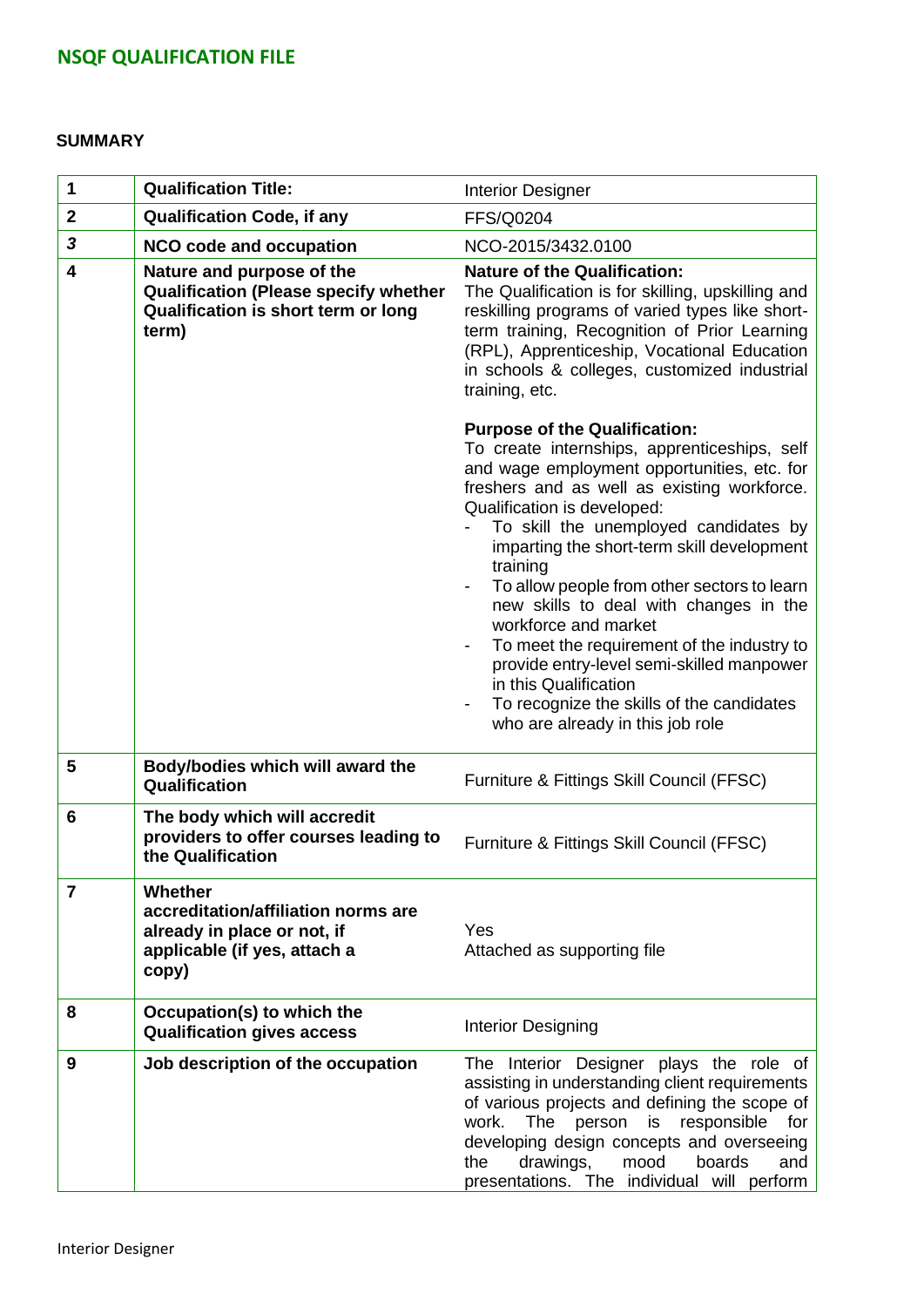## NSQF QUALIFICATION FILE

**SUMMARY**

| | | |
|---|---|---|
| **1** | **Qualification Title:** | Interior Designer |
| **2** | **Qualification Code, if any** | FFS/Q0204 |
| ***3*** | **NCO code and occupation** | NCO-2015/3432.0100 |
| **4** | **Nature and purpose of the Qualification (Please specify whether Qualification is short term or long term)** | **Nature of the Qualification:**<br>The Qualification is for skilling, upskilling and reskilling programs of varied types like short-term training, Recognition of Prior Learning (RPL), Apprenticeship, Vocational Education in schools & colleges, customized industrial training, etc.<br><br>**Purpose of the Qualification:**<br>To create internships, apprenticeships, self and wage employment opportunities, etc. for freshers and as well as existing workforce. Qualification is developed:<br>- To skill the unemployed candidates by imparting the short-term skill development training<br>- To allow people from other sectors to learn new skills to deal with changes in the workforce and market<br>- To meet the requirement of the industry to provide entry-level semi-skilled manpower in this Qualification<br>- To recognize the skills of the candidates who are already in this job role |
| **5** | **Body/bodies which will award the Qualification** | Furniture & Fittings Skill Council (FFSC) |
| **6** | **The body which will accredit providers to offer courses leading to the Qualification** | Furniture & Fittings Skill Council (FFSC) |
| **7** | **Whether accreditation/affiliation norms are already in place or not, if applicable (if yes, attach a copy)** | Yes<br>Attached as supporting file |
| **8** | **Occupation(s) to which the Qualification gives access** | Interior Designing |
| **9** | **Job description of the occupation** | The Interior Designer plays the role of assisting in understanding client requirements of various projects and defining the scope of work. The person is responsible for developing design concepts and overseeing the drawings, mood boards and presentations. The individual will perform |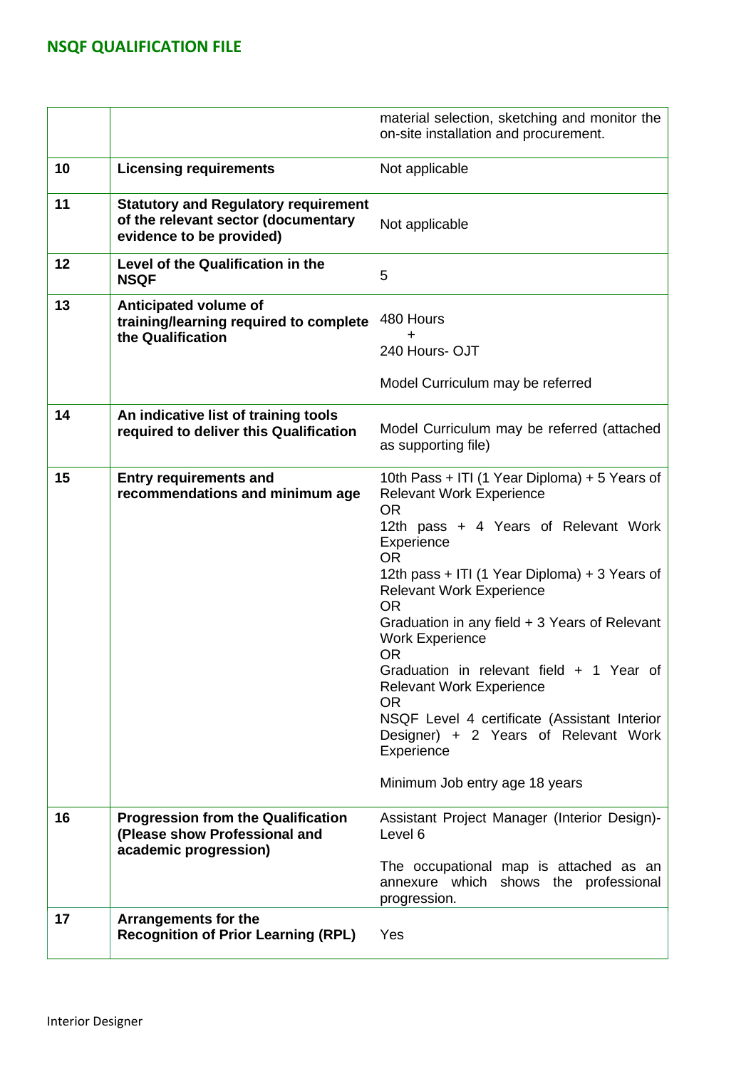| | | |
|---|---|---|
| | | material selection, sketching and monitor the on-site installation and procurement. |
| **10** | **Licensing requirements** | Not applicable |
| **11** | **Statutory and Regulatory requirement of the relevant sector (documentary evidence to be provided)** | Not applicable |
| **12** | **Level of the Qualification in the NSQF** | 5 |
| **13** | **Anticipated volume of training/learning required to complete the Qualification** | 480 Hours<br>+<br>240 Hours- OJT<br><br>Model Curriculum may be referred |
| **14** | **An indicative list of training tools required to deliver this Qualification** | Model Curriculum may be referred (attached as supporting file) |
| **15** | **Entry requirements and recommendations and minimum age** | 10th Pass + ITI (1 Year Diploma) + 5 Years of Relevant Work Experience<br>OR<br>12th pass + 4 Years of Relevant Work Experience<br>OR<br>12th pass + ITI (1 Year Diploma) + 3 Years of Relevant Work Experience<br>OR<br>Graduation in any field + 3 Years of Relevant Work Experience<br>OR<br>Graduation in relevant field + 1 Year of Relevant Work Experience<br>OR<br>NSQF Level 4 certificate (Assistant Interior Designer) + 2 Years of Relevant Work Experience<br><br>Minimum Job entry age 18 years |
| **16** | **Progression from the Qualification (Please show Professional and academic progression)** | Assistant Project Manager (Interior Design)- Level 6<br><br>The occupational map is attached as an annexure which shows the professional progression. |
| **17** | **Arrangements for the Recognition of Prior Learning (RPL)** | Yes |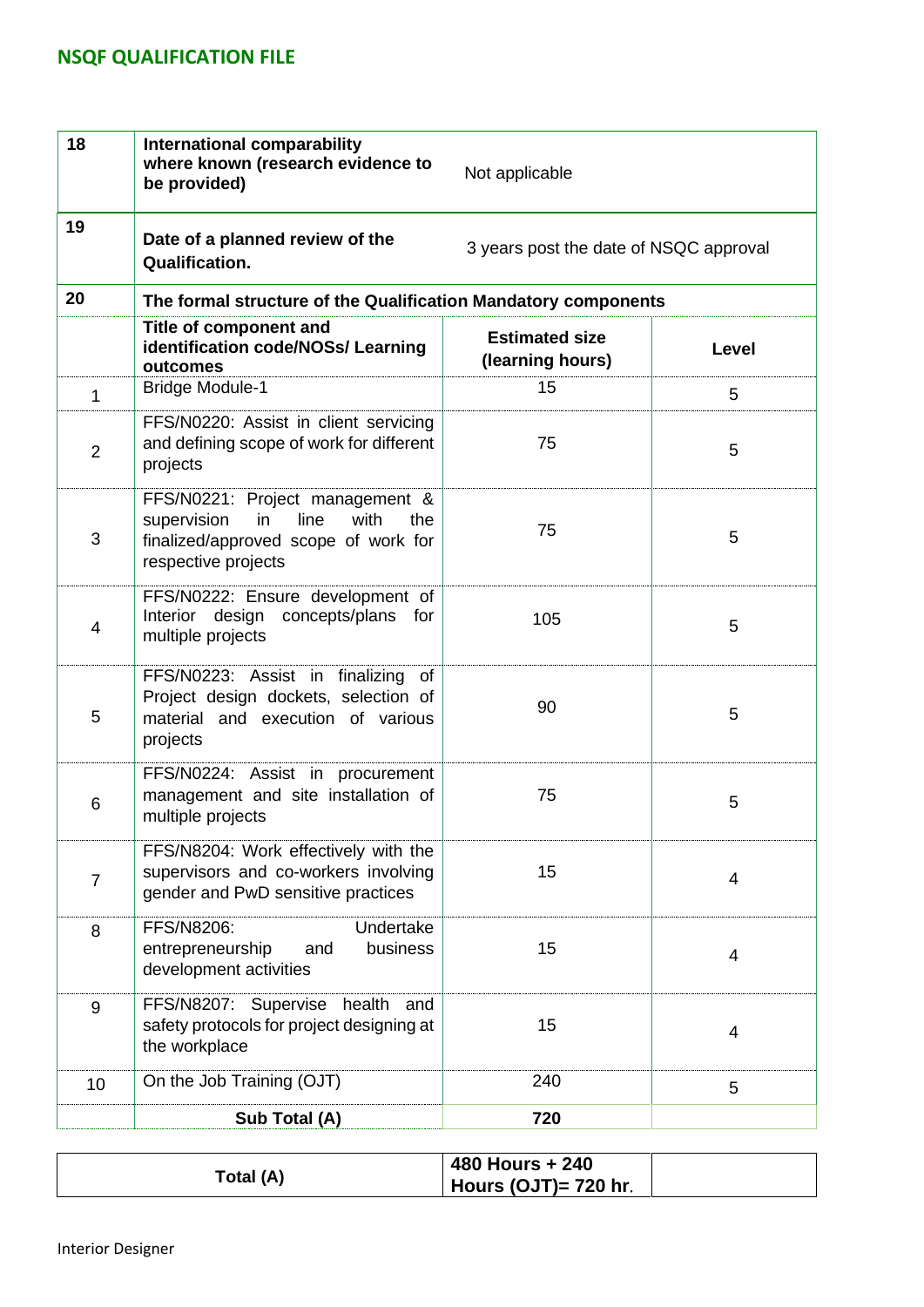| 18 | International comparability where known (research evidence to be provided) | Not applicable | |
|---|---|---|---|
| 19 | Date of a planned review of the Qualification. | 3 years post the date of NSQC approval | |
| 20 | **The formal structure of the Qualification Mandatory components** | | |
| | **Title of component and identification code/NOSs/ Learning outcomes** | **Estimated size (learning hours)** | **Level** |
| 1 | Bridge Module-1 | 15 | 5 |
| 2 | FFS/N0220: Assist in client servicing and defining scope of work for different projects | 75 | 5 |
| 3 | FFS/N0221: Project management & supervision in line with the finalized/approved scope of work for respective projects | 75 | 5 |
| 4 | FFS/N0222: Ensure development of Interior design concepts/plans for multiple projects | 105 | 5 |
| 5 | FFS/N0223: Assist in finalizing of Project design dockets, selection of material and execution of various projects | 90 | 5 |
| 6 | FFS/N0224: Assist in procurement management and site installation of multiple projects | 75 | 5 |
| 7 | FFS/N8204: Work effectively with the supervisors and co-workers involving gender and PwD sensitive practices | 15 | 4 |
| 8 | FFS/N8206: Undertake entrepreneurship and business development activities | 15 | 4 |
| 9 | FFS/N8207: Supervise health and safety protocols for project designing at the workplace | 15 | 4 |
| 10 | On the Job Training (OJT) | 240 | 5 |
| | **Sub Total (A)** | **720** | |

| **Total (A)** | **480 Hours + 240 Hours (OJT)= 720 hr.** | |
|---|---|---|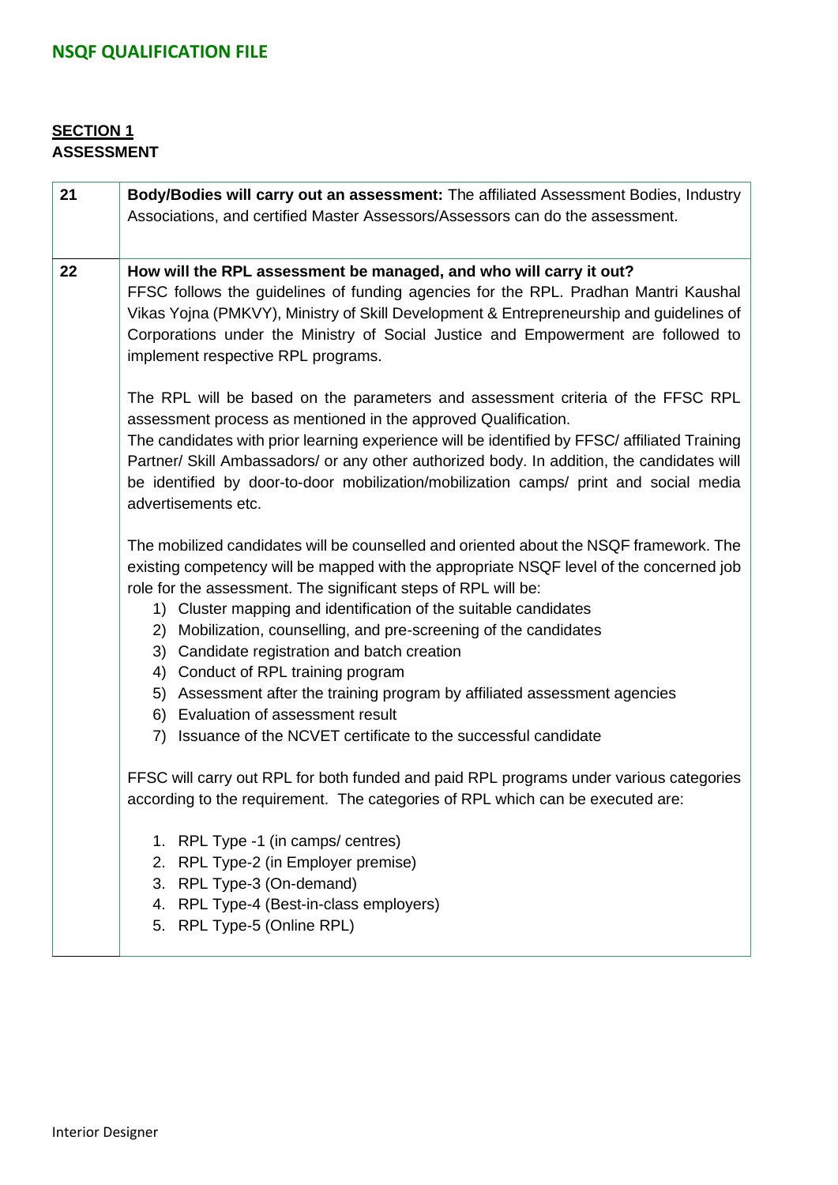## SECTION 1
**ASSESSMENT**

| | |
|---|---|
| 21 | **Body/Bodies will carry out an assessment:** The affiliated Assessment Bodies, Industry Associations, and certified Master Assessors/Assessors can do the assessment. |
| 22 | **How will the RPL assessment be managed, and who will carry it out?**<br>FFSC follows the guidelines of funding agencies for the RPL. Pradhan Mantri Kaushal Vikas Yojna (PMKVY), Ministry of Skill Development & Entrepreneurship and guidelines of Corporations under the Ministry of Social Justice and Empowerment are followed to implement respective RPL programs.<br><br>The RPL will be based on the parameters and assessment criteria of the FFSC RPL assessment process as mentioned in the approved Qualification.<br>The candidates with prior learning experience will be identified by FFSC/ affiliated Training Partner/ Skill Ambassadors/ or any other authorized body. In addition, the candidates will be identified by door-to-door mobilization/mobilization camps/ print and social media advertisements etc.<br><br>The mobilized candidates will be counselled and oriented about the NSQF framework. The existing competency will be mapped with the appropriate NSQF level of the concerned job role for the assessment. The significant steps of RPL will be:<br>1) Cluster mapping and identification of the suitable candidates<br>2) Mobilization, counselling, and pre-screening of the candidates<br>3) Candidate registration and batch creation<br>4) Conduct of RPL training program<br>5) Assessment after the training program by affiliated assessment agencies<br>6) Evaluation of assessment result<br>7) Issuance of the NCVET certificate to the successful candidate<br><br>FFSC will carry out RPL for both funded and paid RPL programs under various categories according to the requirement. The categories of RPL which can be executed are:<br><br>1. RPL Type -1 (in camps/ centres)<br>2. RPL Type-2 (in Employer premise)<br>3. RPL Type-3 (On-demand)<br>4. RPL Type-4 (Best-in-class employers)<br>5. RPL Type-5 (Online RPL) |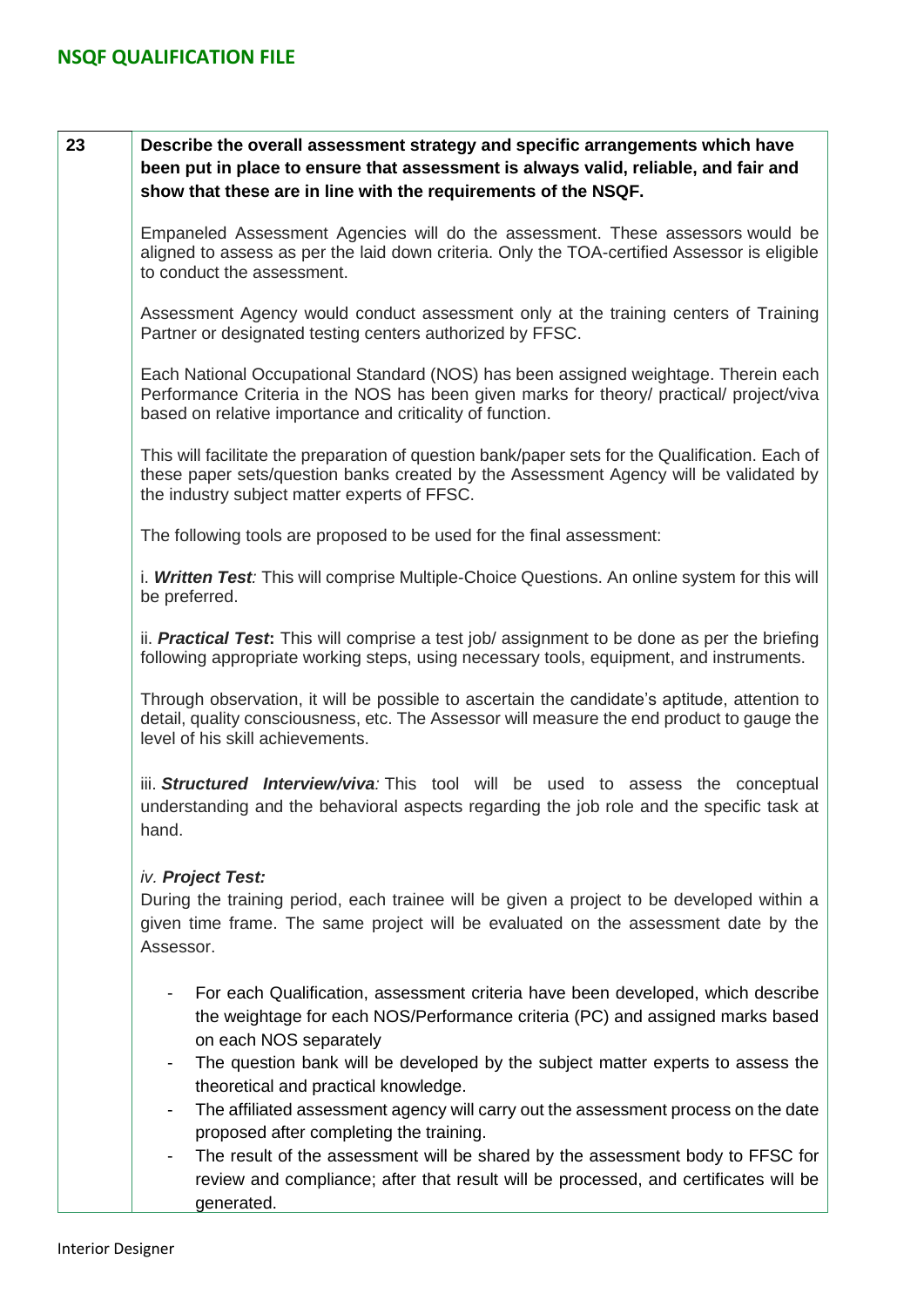| 23 | **Describe the overall assessment strategy and specific arrangements which have been put in place to ensure that assessment is always valid, reliable, and fair and show that these are in line with the requirements of the NSQF.**<br><br>Empaneled Assessment Agencies will do the assessment. These assessors would be aligned to assess as per the laid down criteria. Only the TOA-certified Assessor is eligible to conduct the assessment.<br><br>Assessment Agency would conduct assessment only at the training centers of Training Partner or designated testing centers authorized by FFSC.<br><br>Each National Occupational Standard (NOS) has been assigned weightage. Therein each Performance Criteria in the NOS has been given marks for theory/ practical/ project/viva based on relative importance and criticality of function.<br><br>This will facilitate the preparation of question bank/paper sets for the Qualification. Each of these paper sets/question banks created by the Assessment Agency will be validated by the industry subject matter experts of FFSC.<br><br>The following tools are proposed to be used for the final assessment:<br><br>i. ***Written Test****:* This will comprise Multiple-Choice Questions. An online system for this will be preferred.<br><br>ii. ***Practical Test*****:** This will comprise a test job/ assignment to be done as per the briefing following appropriate working steps, using necessary tools, equipment, and instruments.<br><br>Through observation, it will be possible to ascertain the candidate's aptitude, attention to detail, quality consciousness, etc. The Assessor will measure the end product to gauge the level of his skill achievements.<br><br>iii. ***Structured Interview/viva****:* This tool will be used to assess the conceptual understanding and the behavioral aspects regarding the job role and the specific task at hand.<br><br>*iv.* ***Project Test:***<br>During the training period, each trainee will be given a project to be developed within a given time frame. The same project will be evaluated on the assessment date by the Assessor.<br><br>- For each Qualification, assessment criteria have been developed, which describe the weightage for each NOS/Performance criteria (PC) and assigned marks based on each NOS separately<br>- The question bank will be developed by the subject matter experts to assess the theoretical and practical knowledge.<br>- The affiliated assessment agency will carry out the assessment process on the date proposed after completing the training.<br>- The result of the assessment will be shared by the assessment body to FFSC for review and compliance; after that result will be processed, and certificates will be generated. |
|---|---|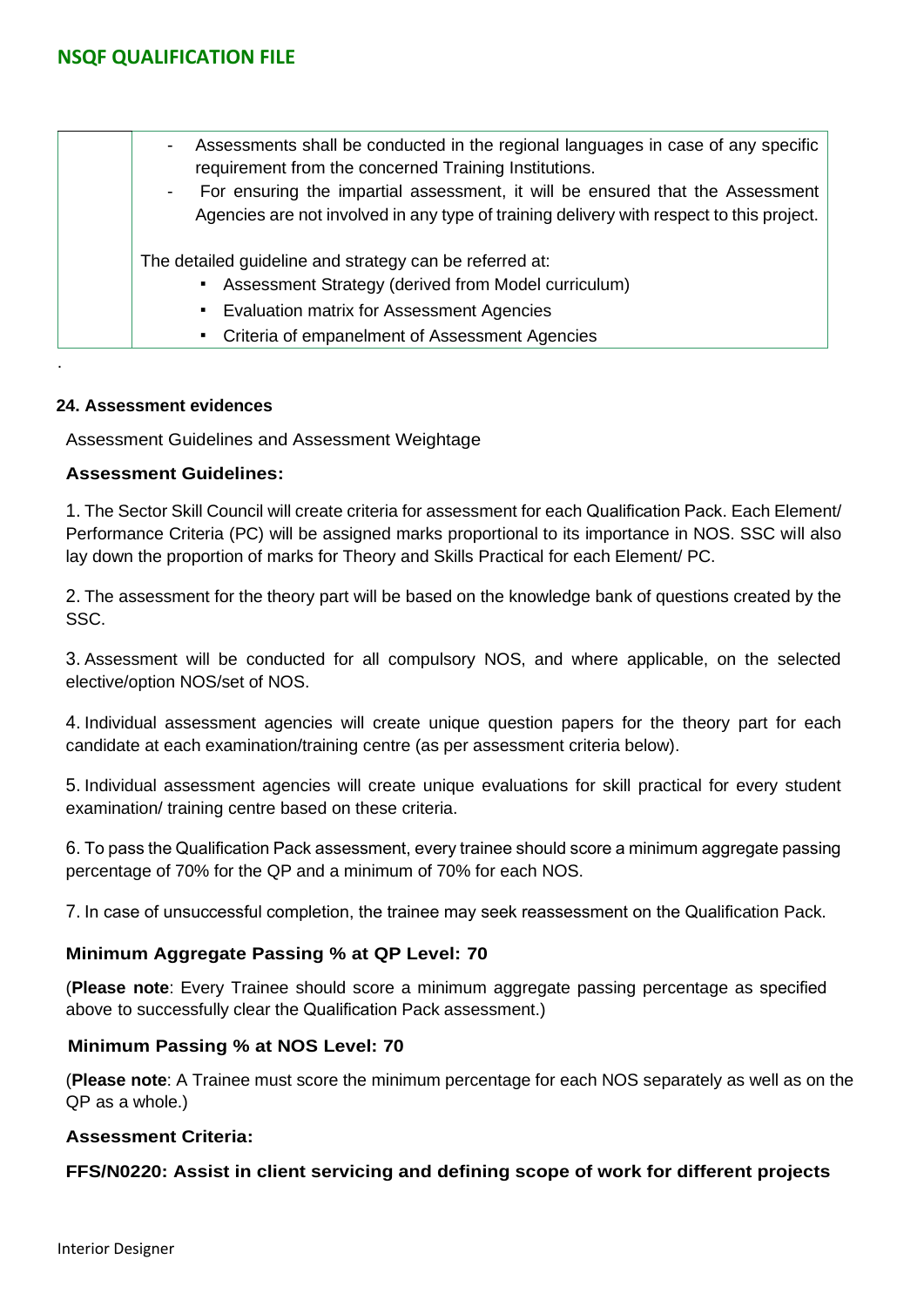|  | - Assessments shall be conducted in the regional languages in case of any specific requirement from the concerned Training Institutions.<br>- For ensuring the impartial assessment, it will be ensured that the Assessment Agencies are not involved in any type of training delivery with respect to this project.<br><br>The detailed guideline and strategy can be referred at:<br>▪ Assessment Strategy (derived from Model curriculum)<br>▪ Evaluation matrix for Assessment Agencies<br>▪ Criteria of empanelment of Assessment Agencies |
|---|---|

.

**24. Assessment evidences**

Assessment Guidelines and Assessment Weightage

**Assessment Guidelines:**

1. The Sector Skill Council will create criteria for assessment for each Qualification Pack. Each Element/ Performance Criteria (PC) will be assigned marks proportional to its importance in NOS. SSC will also lay down the proportion of marks for Theory and Skills Practical for each Element/ PC.

2. The assessment for the theory part will be based on the knowledge bank of questions created by the SSC.

3. Assessment will be conducted for all compulsory NOS, and where applicable, on the selected elective/option NOS/set of NOS.

4. Individual assessment agencies will create unique question papers for the theory part for each candidate at each examination/training centre (as per assessment criteria below).

5. Individual assessment agencies will create unique evaluations for skill practical for every student examination/ training centre based on these criteria.

6. To pass the Qualification Pack assessment, every trainee should score a minimum aggregate passing percentage of 70% for the QP and a minimum of 70% for each NOS.

7. In case of unsuccessful completion, the trainee may seek reassessment on the Qualification Pack.

**Minimum Aggregate Passing % at QP Level: 70**

(**Please note**: Every Trainee should score a minimum aggregate passing percentage as specified above to successfully clear the Qualification Pack assessment.)

**Minimum Passing % at NOS Level: 70**

(**Please note**: A Trainee must score the minimum percentage for each NOS separately as well as on the QP as a whole.)

**Assessment Criteria:**

**FFS/N0220: Assist in client servicing and defining scope of work for different projects**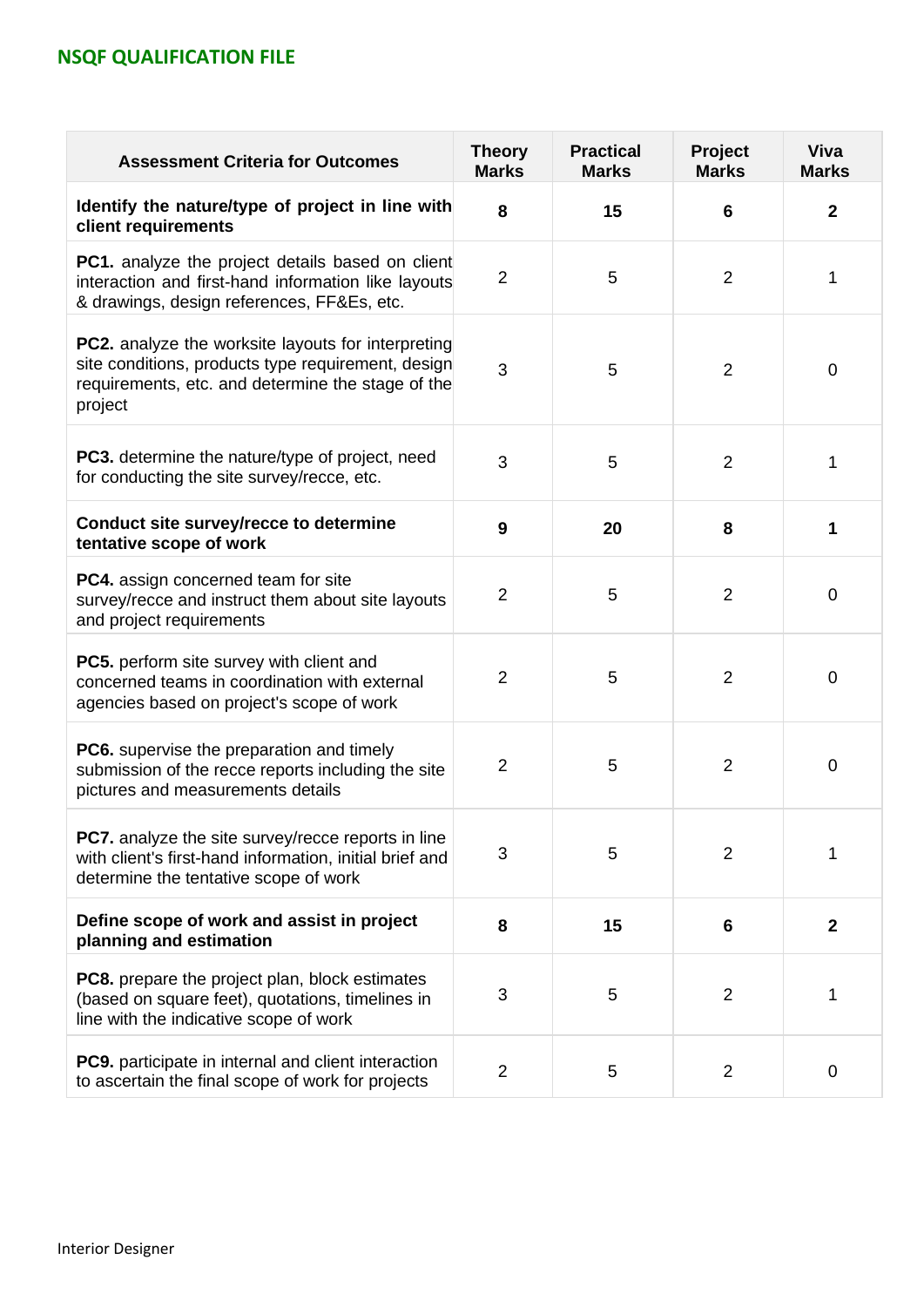| Assessment Criteria for Outcomes | Theory Marks | Practical Marks | Project Marks | Viva Marks |
|---|---|---|---|---|
| **Identify the nature/type of project in line with client requirements** | **8** | **15** | **6** | **2** |
| **PC1.** analyze the project details based on client interaction and first-hand information like layouts & drawings, design references, FF&Es, etc. | 2 | 5 | 2 | 1 |
| **PC2.** analyze the worksite layouts for interpreting site conditions, products type requirement, design requirements, etc. and determine the stage of the project | 3 | 5 | 2 | 0 |
| **PC3.** determine the nature/type of project, need for conducting the site survey/recce, etc. | 3 | 5 | 2 | 1 |
| **Conduct site survey/recce to determine tentative scope of work** | **9** | **20** | **8** | **1** |
| **PC4.** assign concerned team for site survey/recce and instruct them about site layouts and project requirements | 2 | 5 | 2 | 0 |
| **PC5.** perform site survey with client and concerned teams in coordination with external agencies based on project's scope of work | 2 | 5 | 2 | 0 |
| **PC6.** supervise the preparation and timely submission of the recce reports including the site pictures and measurements details | 2 | 5 | 2 | 0 |
| **PC7.** analyze the site survey/recce reports in line with client's first-hand information, initial brief and determine the tentative scope of work | 3 | 5 | 2 | 1 |
| **Define scope of work and assist in project planning and estimation** | **8** | **15** | **6** | **2** |
| **PC8.** prepare the project plan, block estimates (based on square feet), quotations, timelines in line with the indicative scope of work | 3 | 5 | 2 | 1 |
| **PC9.** participate in internal and client interaction to ascertain the final scope of work for projects | 2 | 5 | 2 | 0 |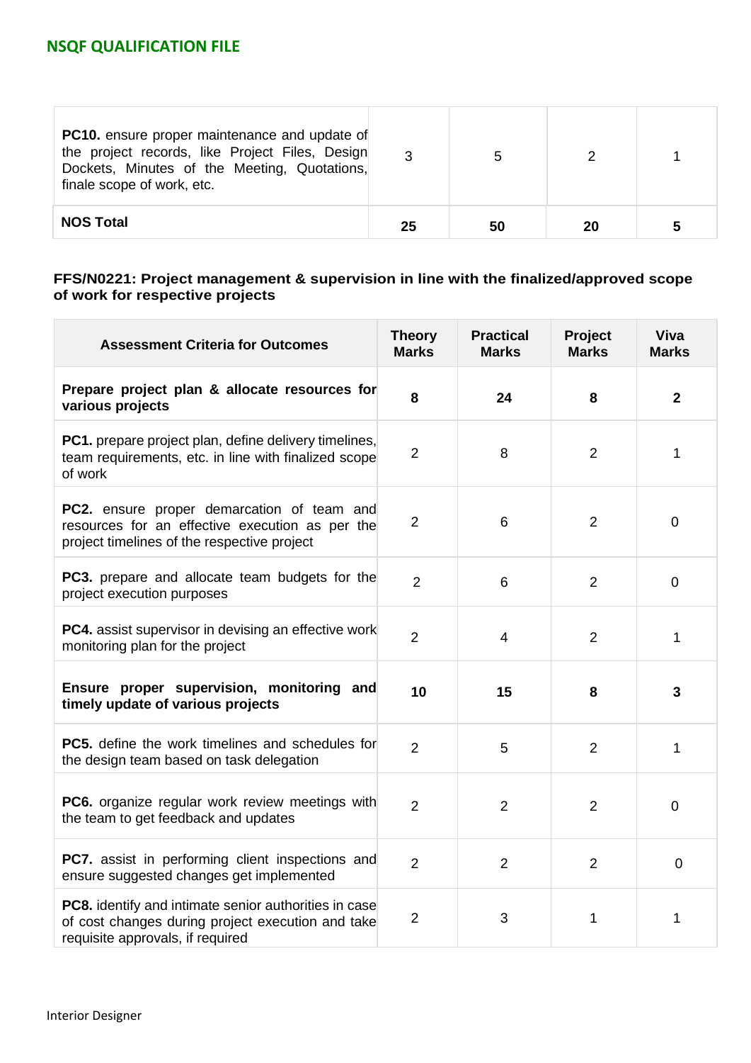| | | | | |
|---|---|---|---|---|
| **PC10.** ensure proper maintenance and update of the project records, like Project Files, Design Dockets, Minutes of the Meeting, Quotations, finale scope of work, etc. | 3 | 5 | 2 | 1 |
| **NOS Total** | **25** | **50** | **20** | **5** |

**FFS/N0221: Project management & supervision in line with the finalized/approved scope of work for respective projects**

| Assessment Criteria for Outcomes | Theory Marks | Practical Marks | Project Marks | Viva Marks |
|---|---|---|---|---|
| **Prepare project plan & allocate resources for various projects** | **8** | **24** | **8** | **2** |
| **PC1.** prepare project plan, define delivery timelines, team requirements, etc. in line with finalized scope of work | 2 | 8 | 2 | 1 |
| **PC2.** ensure proper demarcation of team and resources for an effective execution as per the project timelines of the respective project | 2 | 6 | 2 | 0 |
| **PC3.** prepare and allocate team budgets for the project execution purposes | 2 | 6 | 2 | 0 |
| **PC4.** assist supervisor in devising an effective work monitoring plan for the project | 2 | 4 | 2 | 1 |
| **Ensure proper supervision, monitoring and timely update of various projects** | **10** | **15** | **8** | **3** |
| **PC5.** define the work timelines and schedules for the design team based on task delegation | 2 | 5 | 2 | 1 |
| **PC6.** organize regular work review meetings with the team to get feedback and updates | 2 | 2 | 2 | 0 |
| **PC7.** assist in performing client inspections and ensure suggested changes get implemented | 2 | 2 | 2 | 0 |
| **PC8.** identify and intimate senior authorities in case of cost changes during project execution and take requisite approvals, if required | 2 | 3 | 1 | 1 |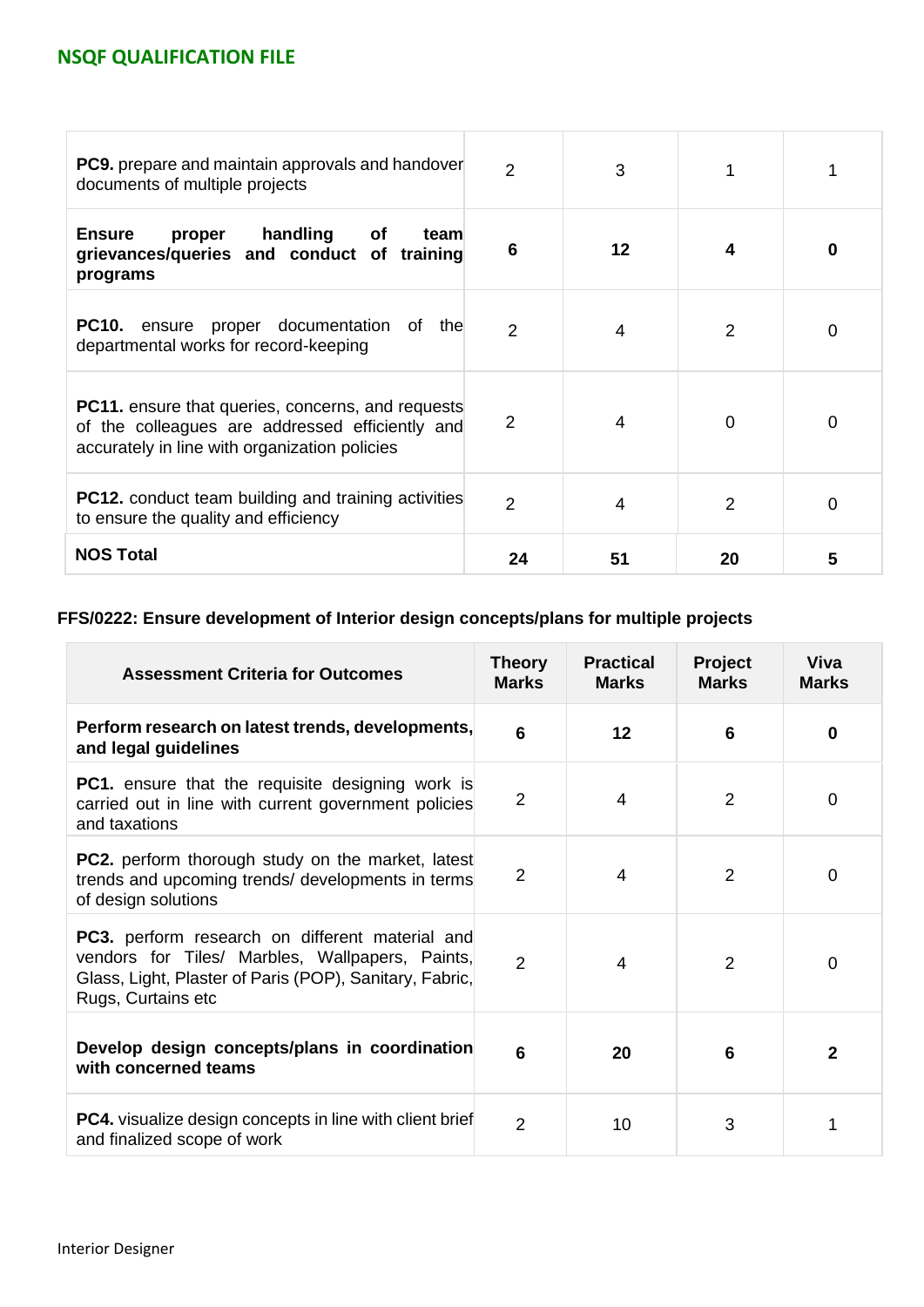| | | | | |
|---|---|---|---|---|
| **PC9.** prepare and maintain approvals and handover documents of multiple projects | 2 | 3 | 1 | 1 |
| **Ensure proper handling of team grievances/queries and conduct of training programs** | **6** | **12** | **4** | **0** |
| **PC10.** ensure proper documentation of the departmental works for record-keeping | 2 | 4 | 2 | 0 |
| **PC11.** ensure that queries, concerns, and requests of the colleagues are addressed efficiently and accurately in line with organization policies | 2 | 4 | 0 | 0 |
| **PC12.** conduct team building and training activities to ensure the quality and efficiency | 2 | 4 | 2 | 0 |
| **NOS Total** | **24** | **51** | **20** | **5** |

**FFS/0222: Ensure development of Interior design concepts/plans for multiple projects**

| Assessment Criteria for Outcomes | Theory Marks | Practical Marks | Project Marks | Viva Marks |
|---|---|---|---|---|
| **Perform research on latest trends, developments, and legal guidelines** | **6** | **12** | **6** | **0** |
| **PC1.** ensure that the requisite designing work is carried out in line with current government policies and taxations | 2 | 4 | 2 | 0 |
| **PC2.** perform thorough study on the market, latest trends and upcoming trends/ developments in terms of design solutions | 2 | 4 | 2 | 0 |
| **PC3.** perform research on different material and vendors for Tiles/ Marbles, Wallpapers, Paints, Glass, Light, Plaster of Paris (POP), Sanitary, Fabric, Rugs, Curtains etc | 2 | 4 | 2 | 0 |
| **Develop design concepts/plans in coordination with concerned teams** | **6** | **20** | **6** | **2** |
| **PC4.** visualize design concepts in line with client brief and finalized scope of work | 2 | 10 | 3 | 1 |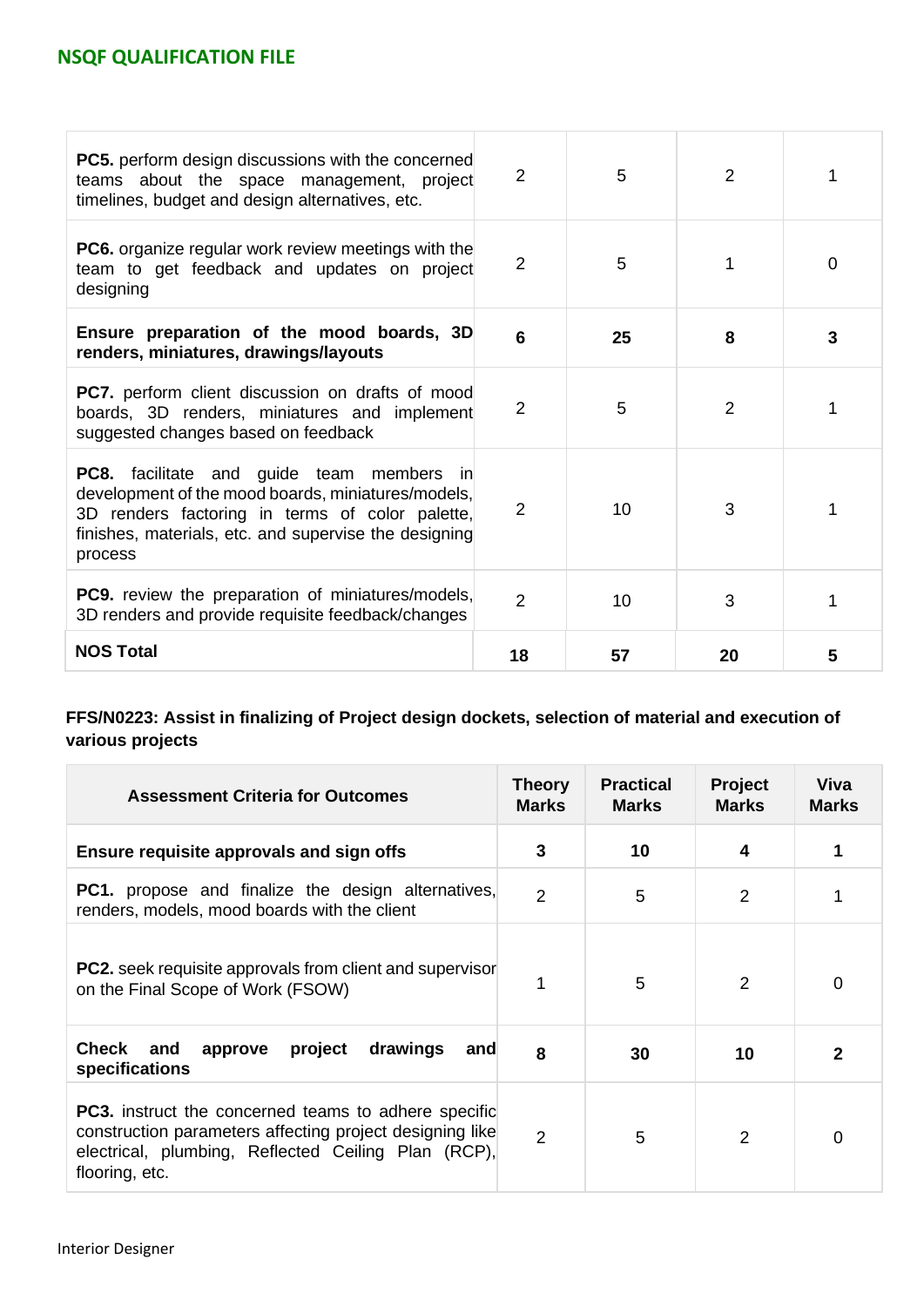| | | | | |
|---|---|---|---|---|
| **PC5.** perform design discussions with the concerned teams about the space management, project timelines, budget and design alternatives, etc. | 2 | 5 | 2 | 1 |
| **PC6.** organize regular work review meetings with the team to get feedback and updates on project designing | 2 | 5 | 1 | 0 |
| **Ensure preparation of the mood boards, 3D renders, miniatures, drawings/layouts** | **6** | **25** | **8** | **3** |
| **PC7.** perform client discussion on drafts of mood boards, 3D renders, miniatures and implement suggested changes based on feedback | 2 | 5 | 2 | 1 |
| **PC8.** facilitate and guide team members in development of the mood boards, miniatures/models, 3D renders factoring in terms of color palette, finishes, materials, etc. and supervise the designing process | 2 | 10 | 3 | 1 |
| **PC9.** review the preparation of miniatures/models, 3D renders and provide requisite feedback/changes | 2 | 10 | 3 | 1 |
| **NOS Total** | **18** | **57** | **20** | **5** |

**FFS/N0223: Assist in finalizing of Project design dockets, selection of material and execution of various projects**

| Assessment Criteria for Outcomes | Theory Marks | Practical Marks | Project Marks | Viva Marks |
|---|---|---|---|---|
| **Ensure requisite approvals and sign offs** | **3** | **10** | **4** | **1** |
| **PC1.** propose and finalize the design alternatives, renders, models, mood boards with the client | 2 | 5 | 2 | 1 |
| **PC2.** seek requisite approvals from client and supervisor on the Final Scope of Work (FSOW) | 1 | 5 | 2 | 0 |
| **Check and approve project drawings and specifications** | **8** | **30** | **10** | **2** |
| **PC3.** instruct the concerned teams to adhere specific construction parameters affecting project designing like electrical, plumbing, Reflected Ceiling Plan (RCP), flooring, etc. | 2 | 5 | 2 | 0 |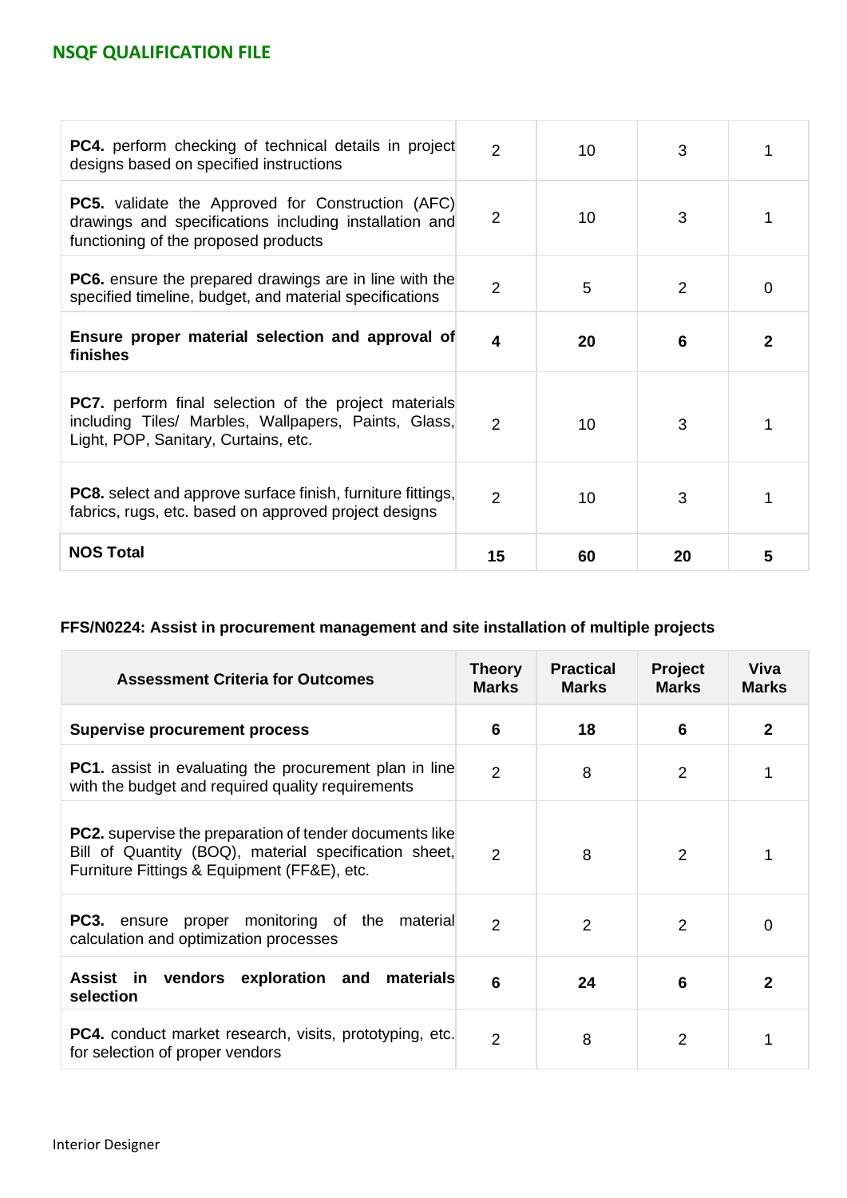| | | | | |
|---|---|---|---|---|
| **PC4.** perform checking of technical details in project designs based on specified instructions | 2 | 10 | 3 | 1 |
| **PC5.** validate the Approved for Construction (AFC) drawings and specifications including installation and functioning of the proposed products | 2 | 10 | 3 | 1 |
| **PC6.** ensure the prepared drawings are in line with the specified timeline, budget, and material specifications | 2 | 5 | 2 | 0 |
| **Ensure proper material selection and approval of finishes** | **4** | **20** | **6** | **2** |
| **PC7.** perform final selection of the project materials including Tiles/ Marbles, Wallpapers, Paints, Glass, Light, POP, Sanitary, Curtains, etc. | 2 | 10 | 3 | 1 |
| **PC8.** select and approve surface finish, furniture fittings, fabrics, rugs, etc. based on approved project designs | 2 | 10 | 3 | 1 |
| **NOS Total** | **15** | **60** | **20** | **5** |

### FFS/N0224: Assist in procurement management and site installation of multiple projects

| Assessment Criteria for Outcomes | Theory Marks | Practical Marks | Project Marks | Viva Marks |
|---|---|---|---|---|
| **Supervise procurement process** | **6** | **18** | **6** | **2** |
| **PC1.** assist in evaluating the procurement plan in line with the budget and required quality requirements | 2 | 8 | 2 | 1 |
| **PC2.** supervise the preparation of tender documents like Bill of Quantity (BOQ), material specification sheet, Furniture Fittings & Equipment (FF&E), etc. | 2 | 8 | 2 | 1 |
| **PC3.** ensure proper monitoring of the material calculation and optimization processes | 2 | 2 | 2 | 0 |
| **Assist in vendors exploration and materials selection** | **6** | **24** | **6** | **2** |
| **PC4.** conduct market research, visits, prototyping, etc. for selection of proper vendors | 2 | 8 | 2 | 1 |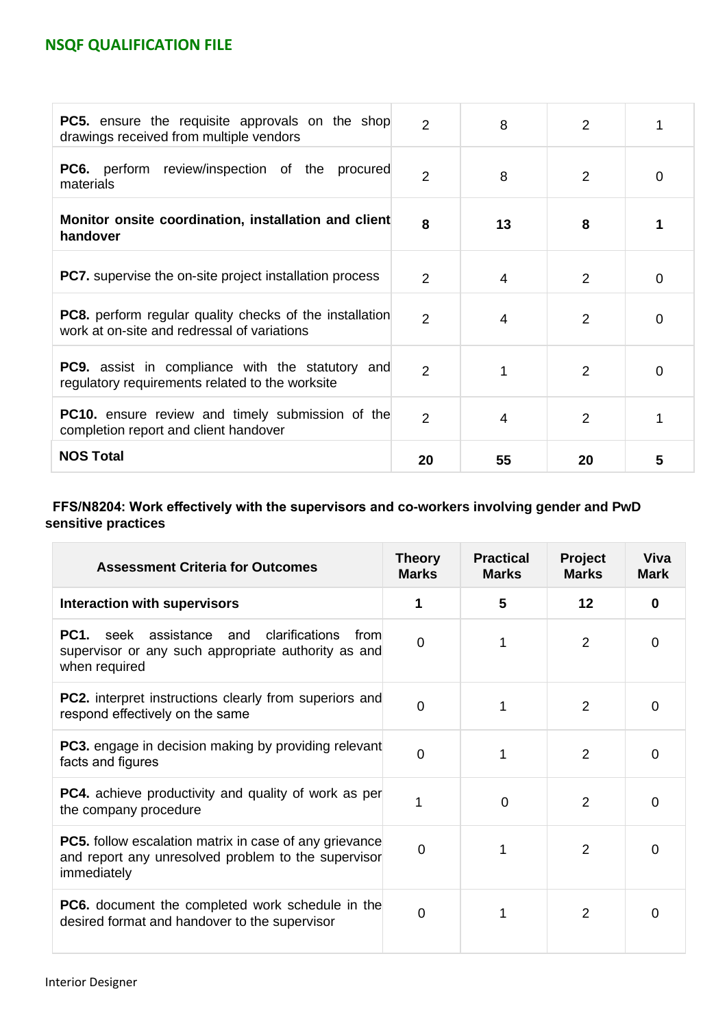| | | | | |
|---|---|---|---|---|
| **PC5.** ensure the requisite approvals on the shop drawings received from multiple vendors | 2 | 8 | 2 | 1 |
| **PC6.** perform review/inspection of the procured materials | 2 | 8 | 2 | 0 |
| **Monitor onsite coordination, installation and client handover** | **8** | **13** | **8** | **1** |
| **PC7.** supervise the on-site project installation process | 2 | 4 | 2 | 0 |
| **PC8.** perform regular quality checks of the installation work at on-site and redressal of variations | 2 | 4 | 2 | 0 |
| **PC9.** assist in compliance with the statutory and regulatory requirements related to the worksite | 2 | 1 | 2 | 0 |
| **PC10.** ensure review and timely submission of the completion report and client handover | 2 | 4 | 2 | 1 |
| **NOS Total** | **20** | **55** | **20** | **5** |

**FFS/N8204: Work effectively with the supervisors and co-workers involving gender and PwD sensitive practices**

| Assessment Criteria for Outcomes | Theory Marks | Practical Marks | Project Marks | Viva Mark |
|---|---|---|---|---|
| **Interaction with supervisors** | **1** | **5** | **12** | **0** |
| **PC1.** seek assistance and clarifications from supervisor or any such appropriate authority as and when required | 0 | 1 | 2 | 0 |
| **PC2.** interpret instructions clearly from superiors and respond effectively on the same | 0 | 1 | 2 | 0 |
| **PC3.** engage in decision making by providing relevant facts and figures | 0 | 1 | 2 | 0 |
| **PC4.** achieve productivity and quality of work as per the company procedure | 1 | 0 | 2 | 0 |
| **PC5.** follow escalation matrix in case of any grievance and report any unresolved problem to the supervisor immediately | 0 | 1 | 2 | 0 |
| **PC6.** document the completed work schedule in the desired format and handover to the supervisor | 0 | 1 | 2 | 0 |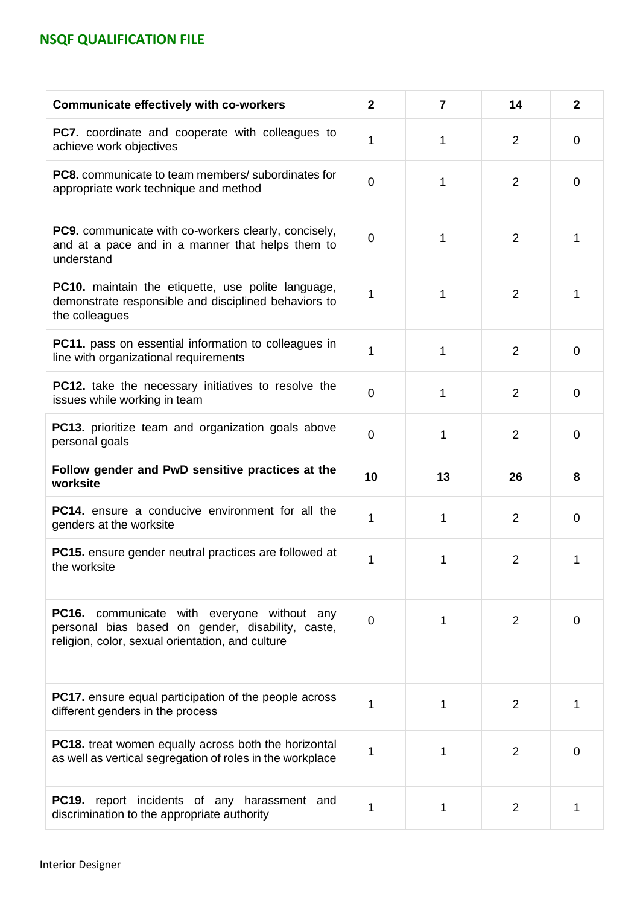| Communicate effectively with co-workers | 2 | 7 | 14 | 2 |
|---|---|---|---|---|
| **PC7.** coordinate and cooperate with colleagues to achieve work objectives | 1 | 1 | 2 | 0 |
| **PC8.** communicate to team members/ subordinates for appropriate work technique and method | 0 | 1 | 2 | 0 |
| **PC9.** communicate with co-workers clearly, concisely, and at a pace and in a manner that helps them to understand | 0 | 1 | 2 | 1 |
| **PC10.** maintain the etiquette, use polite language, demonstrate responsible and disciplined behaviors to the colleagues | 1 | 1 | 2 | 1 |
| **PC11.** pass on essential information to colleagues in line with organizational requirements | 1 | 1 | 2 | 0 |
| **PC12.** take the necessary initiatives to resolve the issues while working in team | 0 | 1 | 2 | 0 |
| **PC13.** prioritize team and organization goals above personal goals | 0 | 1 | 2 | 0 |
| **Follow gender and PwD sensitive practices at the worksite** | **10** | **13** | **26** | **8** |
| **PC14.** ensure a conducive environment for all the genders at the worksite | 1 | 1 | 2 | 0 |
| **PC15.** ensure gender neutral practices are followed at the worksite | 1 | 1 | 2 | 1 |
| **PC16.** communicate with everyone without any personal bias based on gender, disability, caste, religion, color, sexual orientation, and culture | 0 | 1 | 2 | 0 |
| **PC17.** ensure equal participation of the people across different genders in the process | 1 | 1 | 2 | 1 |
| **PC18.** treat women equally across both the horizontal as well as vertical segregation of roles in the workplace | 1 | 1 | 2 | 0 |
| **PC19.** report incidents of any harassment and discrimination to the appropriate authority | 1 | 1 | 2 | 1 |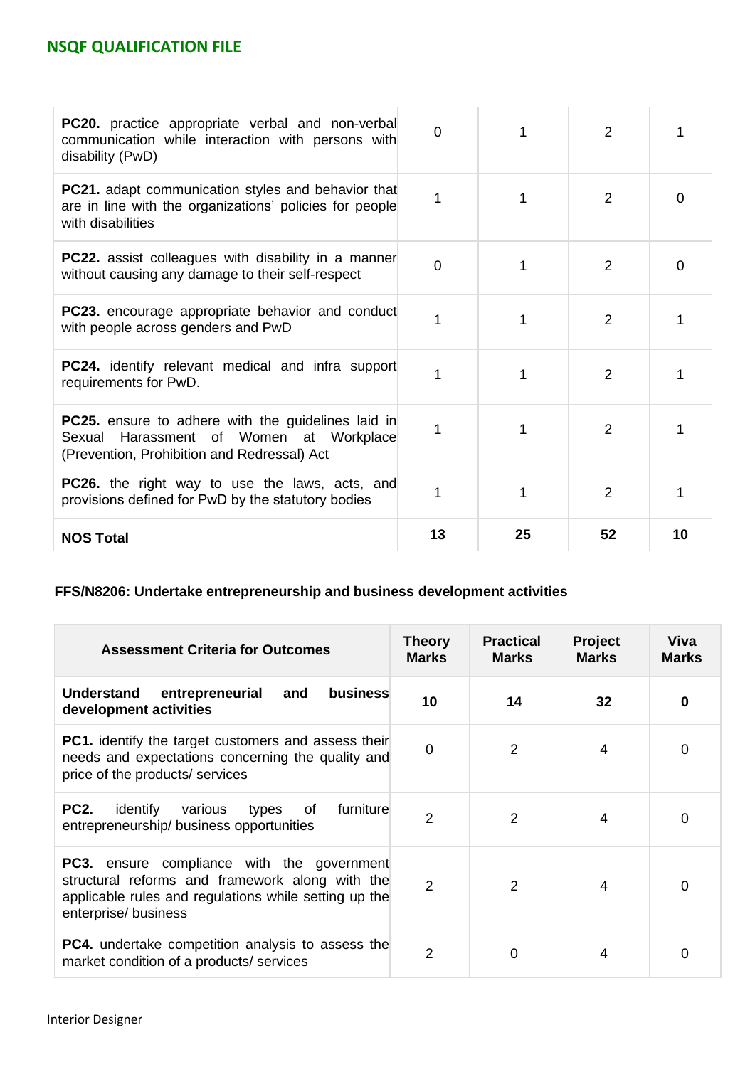| | | | | |
|---|---|---|---|---|
| **PC20.** practice appropriate verbal and non-verbal communication while interaction with persons with disability (PwD) | 0 | 1 | 2 | 1 |
| **PC21.** adapt communication styles and behavior that are in line with the organizations' policies for people with disabilities | 1 | 1 | 2 | 0 |
| **PC22.** assist colleagues with disability in a manner without causing any damage to their self-respect | 0 | 1 | 2 | 0 |
| **PC23.** encourage appropriate behavior and conduct with people across genders and PwD | 1 | 1 | 2 | 1 |
| **PC24.** identify relevant medical and infra support requirements for PwD. | 1 | 1 | 2 | 1 |
| **PC25.** ensure to adhere with the guidelines laid in Sexual Harassment of Women at Workplace (Prevention, Prohibition and Redressal) Act | 1 | 1 | 2 | 1 |
| **PC26.** the right way to use the laws, acts, and provisions defined for PwD by the statutory bodies | 1 | 1 | 2 | 1 |
| **NOS Total** | **13** | **25** | **52** | **10** |

**FFS/N8206: Undertake entrepreneurship and business development activities**

| Assessment Criteria for Outcomes | Theory Marks | Practical Marks | Project Marks | Viva Marks |
|---|---|---|---|---|
| **Understand entrepreneurial and business development activities** | **10** | **14** | **32** | **0** |
| **PC1.** identify the target customers and assess their needs and expectations concerning the quality and price of the products/ services | 0 | 2 | 4 | 0 |
| **PC2.** identify various types of furniture entrepreneurship/ business opportunities | 2 | 2 | 4 | 0 |
| **PC3.** ensure compliance with the government structural reforms and framework along with the applicable rules and regulations while setting up the enterprise/ business | 2 | 2 | 4 | 0 |
| **PC4.** undertake competition analysis to assess the market condition of a products/ services | 2 | 0 | 4 | 0 |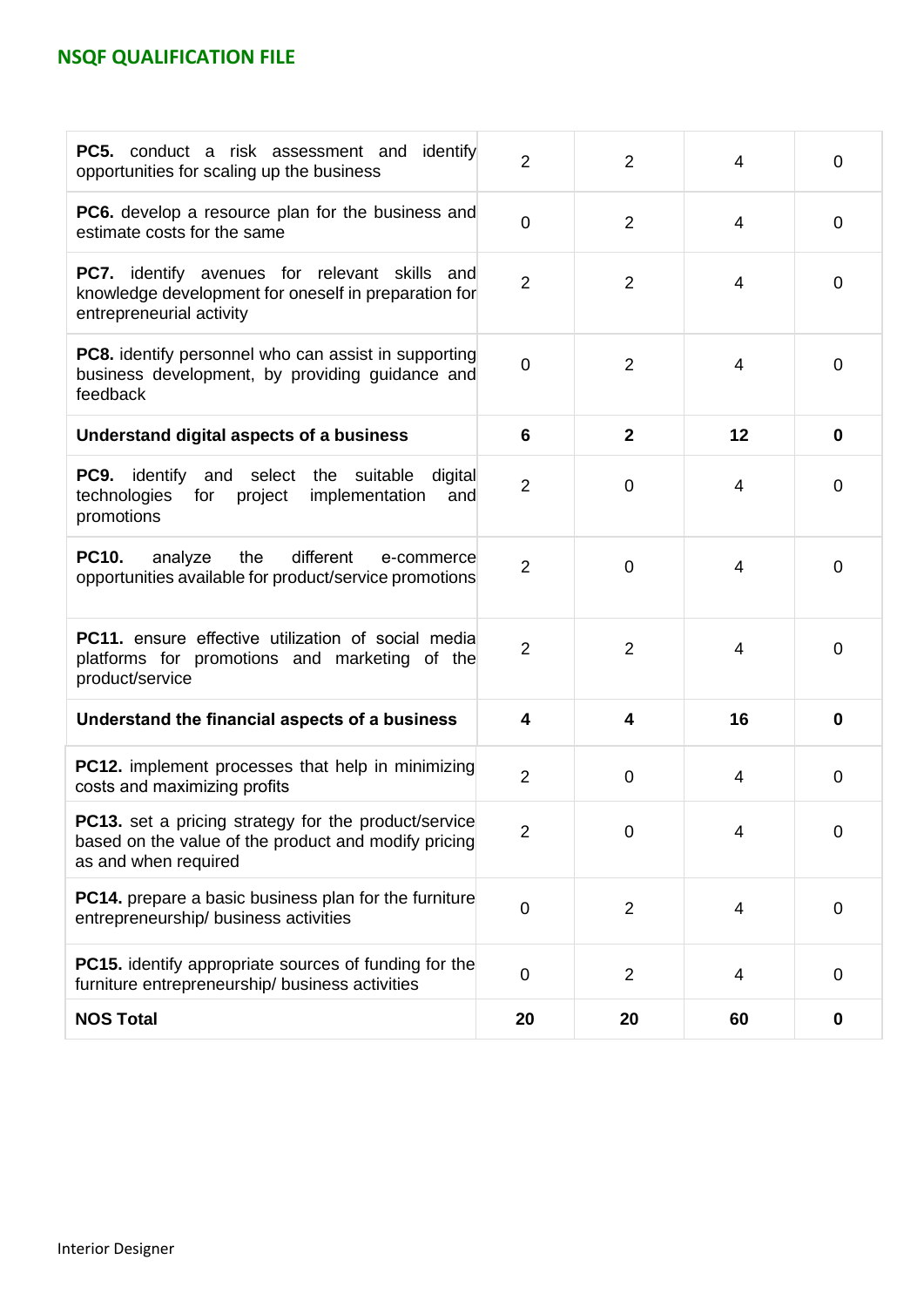| | | | | |
|---|---|---|---|---|
| **PC5.** conduct a risk assessment and identify opportunities for scaling up the business | 2 | 2 | 4 | 0 |
| **PC6.** develop a resource plan for the business and estimate costs for the same | 0 | 2 | 4 | 0 |
| **PC7.** identify avenues for relevant skills and knowledge development for oneself in preparation for entrepreneurial activity | 2 | 2 | 4 | 0 |
| **PC8.** identify personnel who can assist in supporting business development, by providing guidance and feedback | 0 | 2 | 4 | 0 |
| **Understand digital aspects of a business** | **6** | **2** | **12** | **0** |
| **PC9.** identify and select the suitable digital technologies for project implementation and promotions | 2 | 0 | 4 | 0 |
| **PC10.** analyze the different e-commerce opportunities available for product/service promotions | 2 | 0 | 4 | 0 |
| **PC11.** ensure effective utilization of social media platforms for promotions and marketing of the product/service | 2 | 2 | 4 | 0 |
| **Understand the financial aspects of a business** | **4** | **4** | **16** | **0** |
| **PC12.** implement processes that help in minimizing costs and maximizing profits | 2 | 0 | 4 | 0 |
| **PC13.** set a pricing strategy for the product/service based on the value of the product and modify pricing as and when required | 2 | 0 | 4 | 0 |
| **PC14.** prepare a basic business plan for the furniture entrepreneurship/ business activities | 0 | 2 | 4 | 0 |
| **PC15.** identify appropriate sources of funding for the furniture entrepreneurship/ business activities | 0 | 2 | 4 | 0 |
| **NOS Total** | **20** | **20** | **60** | **0** |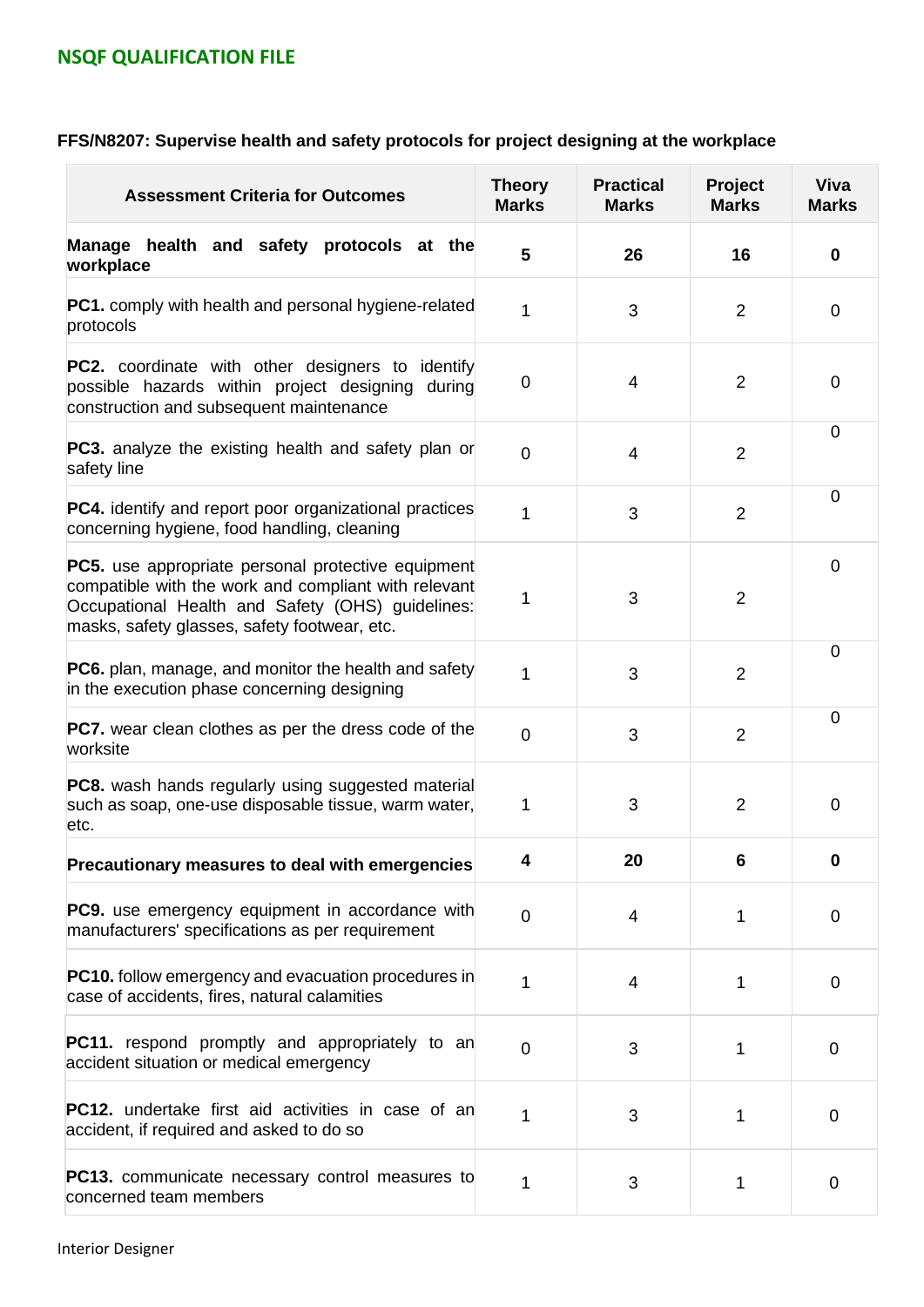### FFS/N8207: Supervise health and safety protocols for project designing at the workplace

| Assessment Criteria for Outcomes | Theory Marks | Practical Marks | Project Marks | Viva Marks |
|---|---|---|---|---|
| **Manage health and safety protocols at the workplace** | **5** | **26** | **16** | **0** |
| **PC1.** comply with health and personal hygiene-related protocols | 1 | 3 | 2 | 0 |
| **PC2.** coordinate with other designers to identify possible hazards within project designing during construction and subsequent maintenance | 0 | 4 | 2 | 0 |
| **PC3.** analyze the existing health and safety plan or safety line | 0 | 4 | 2 | 0 |
| **PC4.** identify and report poor organizational practices concerning hygiene, food handling, cleaning | 1 | 3 | 2 | 0 |
| **PC5.** use appropriate personal protective equipment compatible with the work and compliant with relevant Occupational Health and Safety (OHS) guidelines: masks, safety glasses, safety footwear, etc. | 1 | 3 | 2 | 0 |
| **PC6.** plan, manage, and monitor the health and safety in the execution phase concerning designing | 1 | 3 | 2 | 0 |
| **PC7.** wear clean clothes as per the dress code of the worksite | 0 | 3 | 2 | 0 |
| **PC8.** wash hands regularly using suggested material such as soap, one-use disposable tissue, warm water, etc. | 1 | 3 | 2 | 0 |
| **Precautionary measures to deal with emergencies** | **4** | **20** | **6** | **0** |
| **PC9.** use emergency equipment in accordance with manufacturers' specifications as per requirement | 0 | 4 | 1 | 0 |
| **PC10.** follow emergency and evacuation procedures in case of accidents, fires, natural calamities | 1 | 4 | 1 | 0 |
| **PC11.** respond promptly and appropriately to an accident situation or medical emergency | 0 | 3 | 1 | 0 |
| **PC12.** undertake first aid activities in case of an accident, if required and asked to do so | 1 | 3 | 1 | 0 |
| **PC13.** communicate necessary control measures to concerned team members | 1 | 3 | 1 | 0 |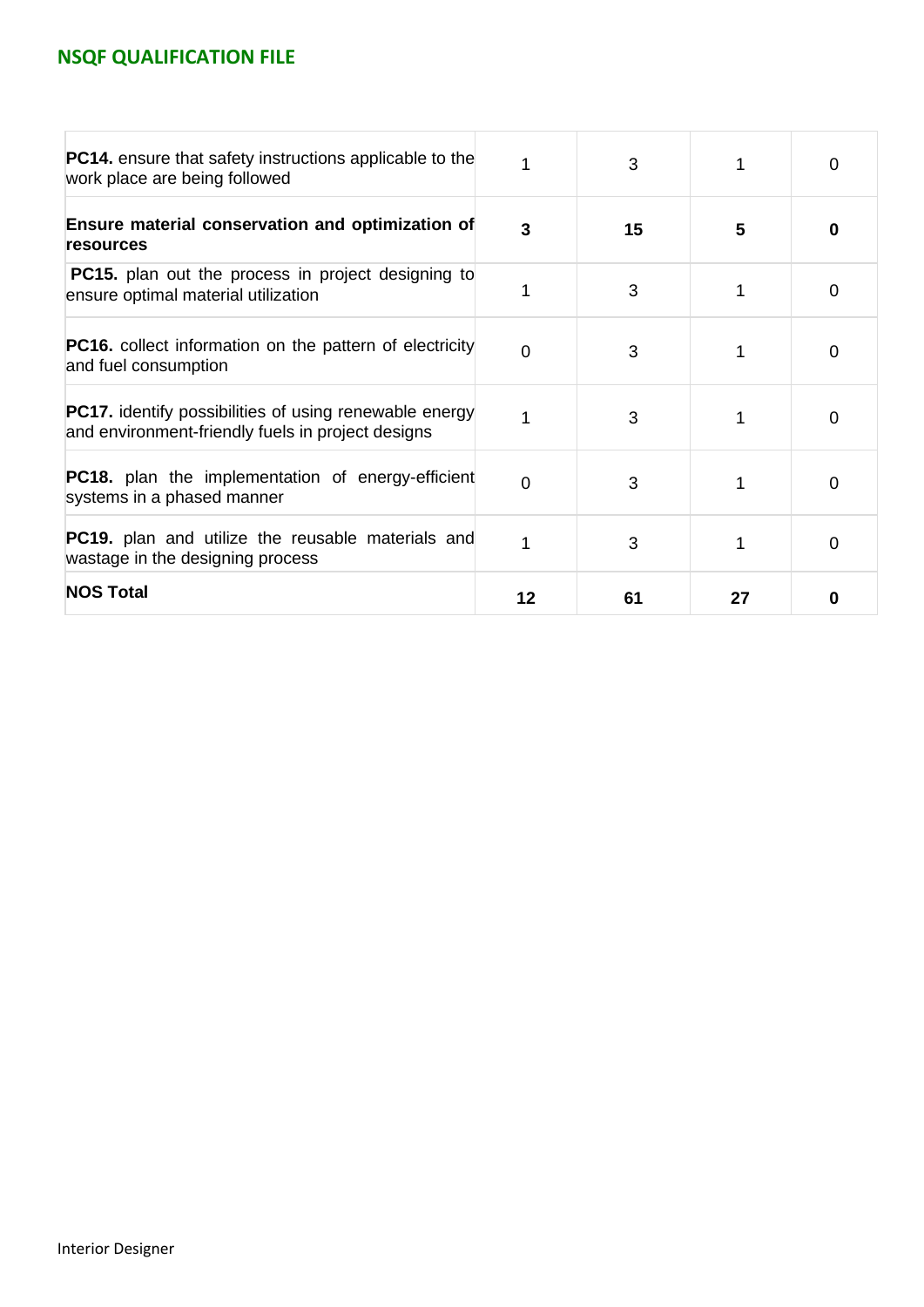| | | | | |
|---|---|---|---|---|
| **PC14.** ensure that safety instructions applicable to the work place are being followed | 1 | 3 | 1 | 0 |
| **Ensure material conservation and optimization of resources** | **3** | **15** | **5** | **0** |
| **PC15.** plan out the process in project designing to ensure optimal material utilization | 1 | 3 | 1 | 0 |
| **PC16.** collect information on the pattern of electricity and fuel consumption | 0 | 3 | 1 | 0 |
| **PC17.** identify possibilities of using renewable energy and environment-friendly fuels in project designs | 1 | 3 | 1 | 0 |
| **PC18.** plan the implementation of energy-efficient systems in a phased manner | 0 | 3 | 1 | 0 |
| **PC19.** plan and utilize the reusable materials and wastage in the designing process | 1 | 3 | 1 | 0 |
| **NOS Total** | **12** | **61** | **27** | **0** |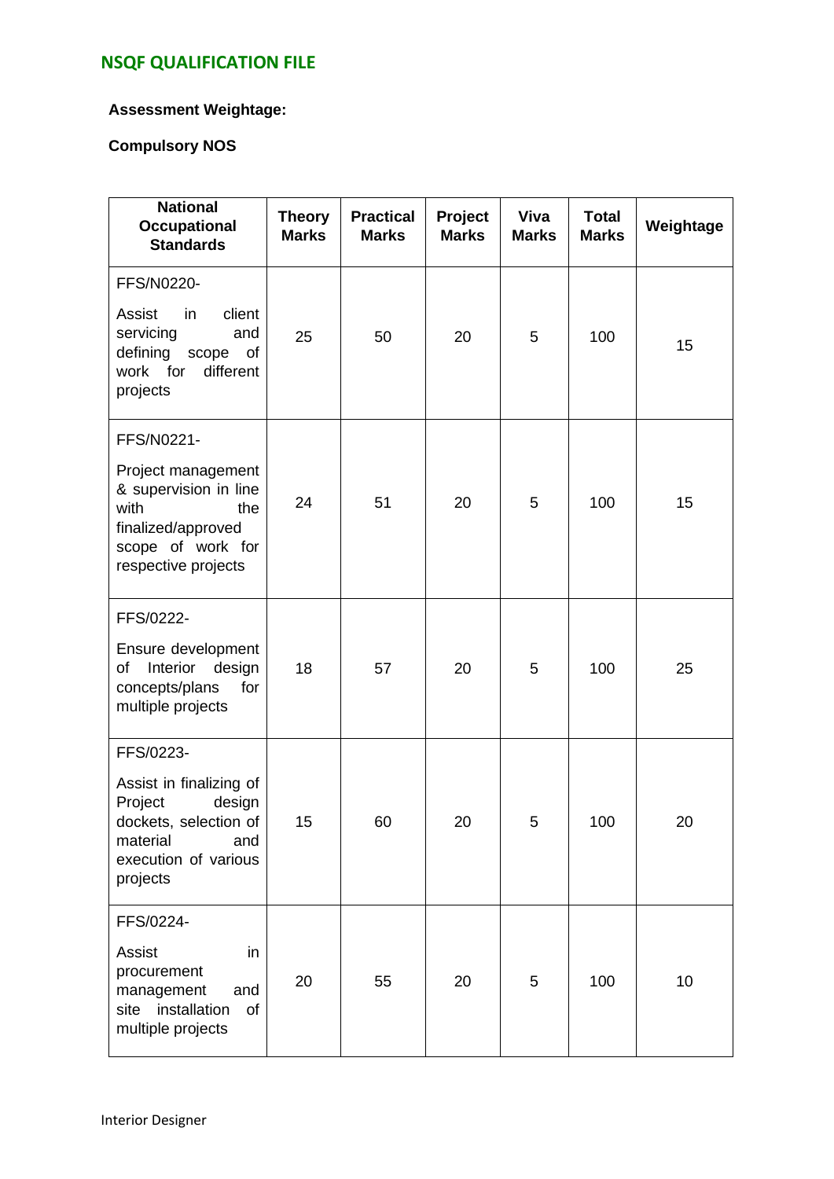**Assessment Weightage:**

**Compulsory NOS**

| National Occupational Standards | Theory Marks | Practical Marks | Project Marks | Viva Marks | Total Marks | Weightage |
|---|---|---|---|---|---|---|
| FFS/N0220- Assist in client servicing and defining scope of work for different projects | 25 | 50 | 20 | 5 | 100 | 15 |
| FFS/N0221- Project management & supervision in line with the finalized/approved scope of work for respective projects | 24 | 51 | 20 | 5 | 100 | 15 |
| FFS/0222- Ensure development of Interior design concepts/plans for multiple projects | 18 | 57 | 20 | 5 | 100 | 25 |
| FFS/0223- Assist in finalizing of Project design dockets, selection of material and execution of various projects | 15 | 60 | 20 | 5 | 100 | 20 |
| FFS/0224- Assist in procurement management and site installation of multiple projects | 20 | 55 | 20 | 5 | 100 | 10 |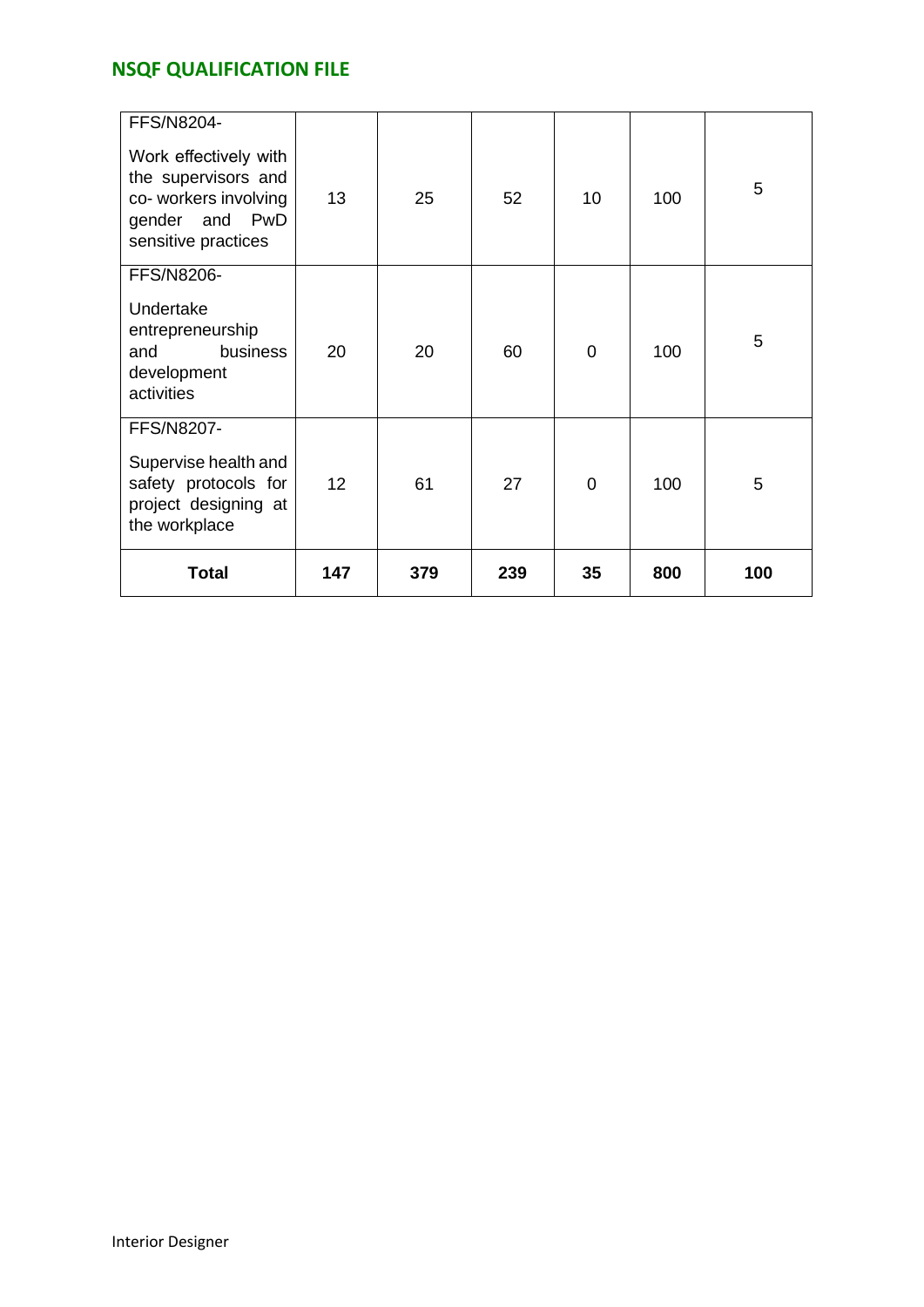| FFS/N8204- Work effectively with the supervisors and co- workers involving gender and PwD sensitive practices | 13 | 25 | 52 | 10 | 100 | 5 |
|---|---|---|---|---|---|---|
| FFS/N8206- Undertake entrepreneurship and business development activities | 20 | 20 | 60 | 0 | 100 | 5 |
| FFS/N8207- Supervise health and safety protocols for project designing at the workplace | 12 | 61 | 27 | 0 | 100 | 5 |
| **Total** | **147** | **379** | **239** | **35** | **800** | **100** |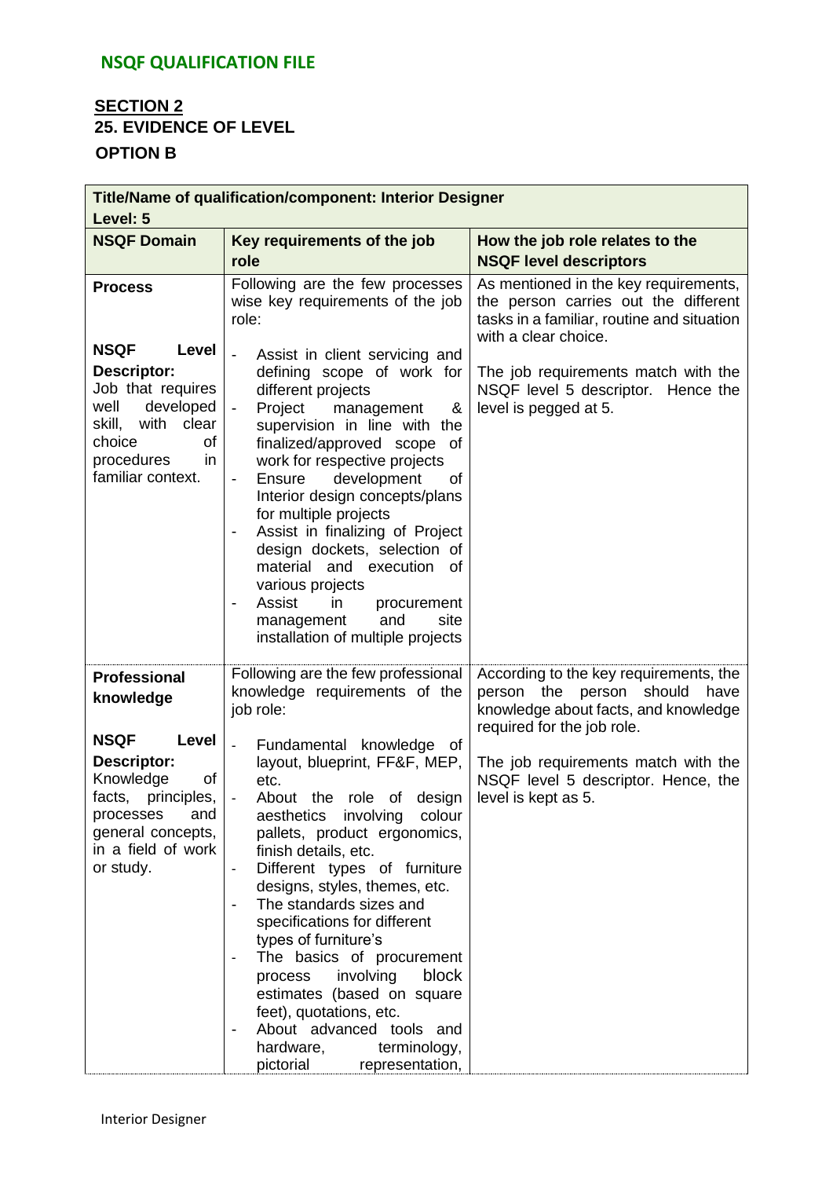## NSQF QUALIFICATION FILE

### SECTION 2

### 25. EVIDENCE OF LEVEL

### OPTION B

| **Title/Name of qualification/component: Interior Designer**<br>**Level: 5** | | |
|---|---|---|
| **NSQF Domain** | **Key requirements of the job role** | **How the job role relates to the NSQF level descriptors** |
| **Process**<br><br>**NSQF Level Descriptor:** Job that requires well developed skill, with clear choice of procedures in familiar context. | Following are the few processes wise key requirements of the job role:<br><br>- Assist in client servicing and defining scope of work for different projects<br>- Project management & supervision in line with the finalized/approved scope of work for respective projects<br>- Ensure development of Interior design concepts/plans for multiple projects<br>- Assist in finalizing of Project design dockets, selection of material and execution of various projects<br>- Assist in procurement management and site installation of multiple projects | As mentioned in the key requirements, the person carries out the different tasks in a familiar, routine and situation with a clear choice.<br><br>The job requirements match with the NSQF level 5 descriptor. Hence the level is pegged at 5. |
| **Professional knowledge**<br><br>**NSQF Level Descriptor:** Knowledge of facts, principles, processes and general concepts, in a field of work or study. | Following are the few professional knowledge requirements of the job role:<br><br>- Fundamental knowledge of layout, blueprint, FF&E, MEP, etc.<br>- About the role of design aesthetics involving colour pallets, product ergonomics, finish details, etc.<br>- Different types of furniture designs, styles, themes, etc.<br>- The standards sizes and specifications for different types of furniture's<br>- The basics of procurement process involving block estimates (based on square feet), quotations, etc.<br>- About advanced tools and hardware, terminology, pictorial representation, | According to the key requirements, the person the person should have knowledge about facts, and knowledge required for the job role.<br><br>The job requirements match with the NSQF level 5 descriptor. Hence, the level is kept as 5. |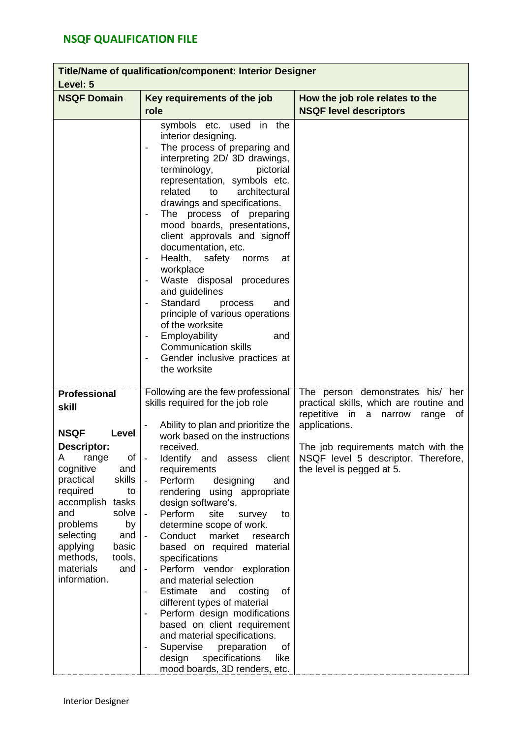## NSQF QUALIFICATION FILE

| Title/Name of qualification/component: Interior Designer<br>Level: 5 | | |
|---|---|---|
| **NSQF Domain** | **Key requirements of the job role** | **How the job role relates to the NSQF level descriptors** |
| | symbols etc. used in the interior designing.<br>- The process of preparing and interpreting 2D/ 3D drawings, terminology, pictorial representation, symbols etc. related to architectural drawings and specifications.<br>- The process of preparing mood boards, presentations, client approvals and signoff documentation, etc.<br>- Health, safety norms at workplace<br>- Waste disposal procedures and guidelines<br>- Standard process and principle of various operations of the worksite<br>- Employability and Communication skills<br>- Gender inclusive practices at the worksite | |
| **Professional skill**<br><br>**NSQF Level Descriptor:**<br>A range of cognitive and practical skills required to accomplish tasks and solve problems by selecting and applying basic methods, tools, materials and information. | Following are the few professional skills required for the job role<br><br>- Ability to plan and prioritize the work based on the instructions received.<br>- Identify and assess client requirements<br>- Perform designing and rendering using appropriate design software's.<br>- Perform site survey to determine scope of work.<br>- Conduct market research based on required material specifications<br>- Perform vendor exploration and material selection<br>- Estimate and costing of different types of material<br>- Perform design modifications based on client requirement and material specifications.<br>- Supervise preparation of design specifications like mood boards, 3D renders, etc. | The person demonstrates his/ her practical skills, which are routine and repetitive in a narrow range of applications.<br><br>The job requirements match with the NSQF level 5 descriptor. Therefore, the level is pegged at 5. |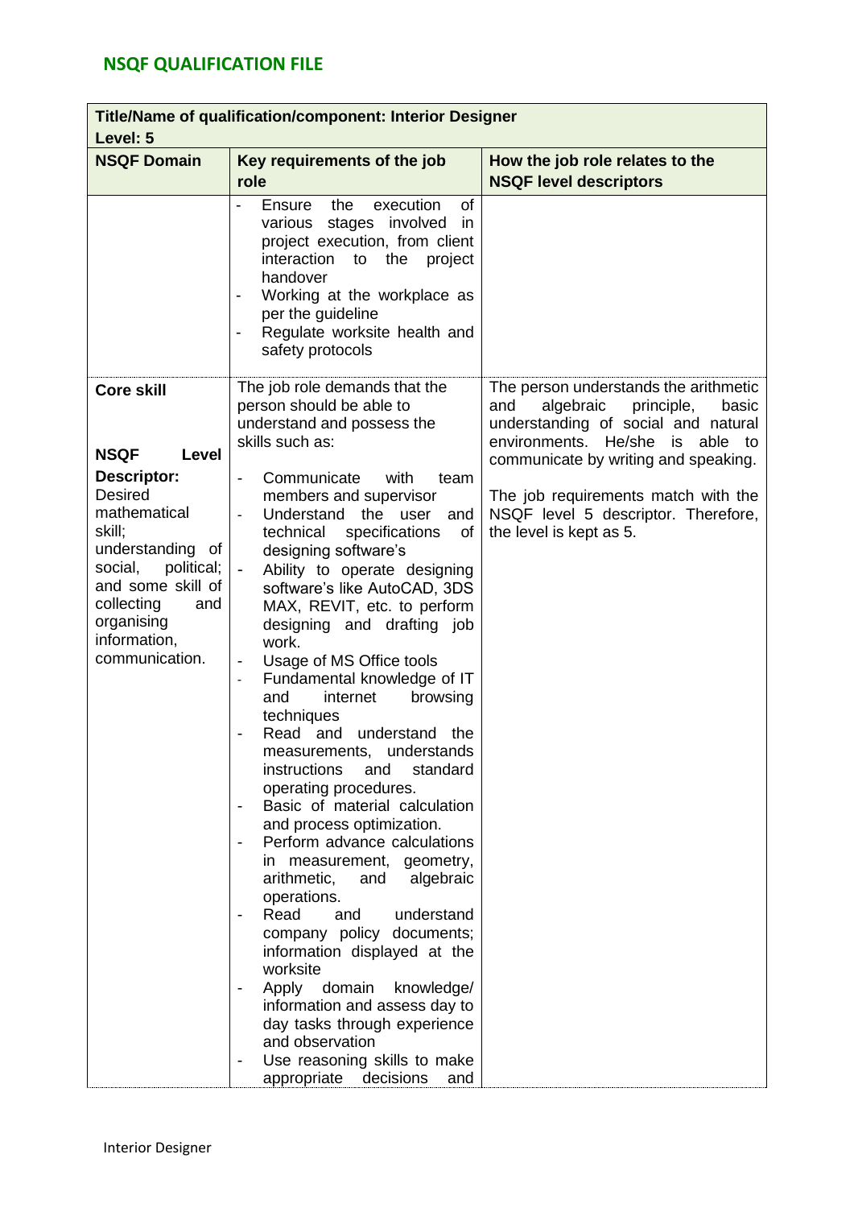## NSQF QUALIFICATION FILE

| Title/Name of qualification/component: Interior Designer<br>Level: 5 | | |
|---|---|---|
| **NSQF Domain** | **Key requirements of the job role** | **How the job role relates to the NSQF level descriptors** |
| | - Ensure the execution of various stages involved in project execution, from client interaction to the project handover<br>- Working at the workplace as per the guideline<br>- Regulate worksite health and safety protocols | |
| **Core skill**<br><br>**NSQF Level Descriptor:** Desired mathematical skill; understanding of social, political; and some skill of collecting and organising information, communication. | The job role demands that the person should be able to understand and possess the skills such as:<br><br>- Communicate with team members and supervisor<br>- Understand the user and technical specifications of designing software's<br>- Ability to operate designing software's like AutoCAD, 3DS MAX, REVIT, etc. to perform designing and drafting job work.<br>- Usage of MS Office tools<br>- Fundamental knowledge of IT and internet browsing techniques<br>- Read and understand the measurements, understands instructions and standard operating procedures.<br>- Basic of material calculation and process optimization.<br>- Perform advance calculations in measurement, geometry, arithmetic, and algebraic operations.<br>- Read and understand company policy documents; information displayed at the worksite<br>- Apply domain knowledge/ information and assess day to day tasks through experience and observation<br>- Use reasoning skills to make appropriate decisions and | The person understands the arithmetic and algebraic principle, basic understanding of social and natural environments. He/she is able to communicate by writing and speaking.<br><br>The job requirements match with the NSQF level 5 descriptor. Therefore, the level is kept as 5. |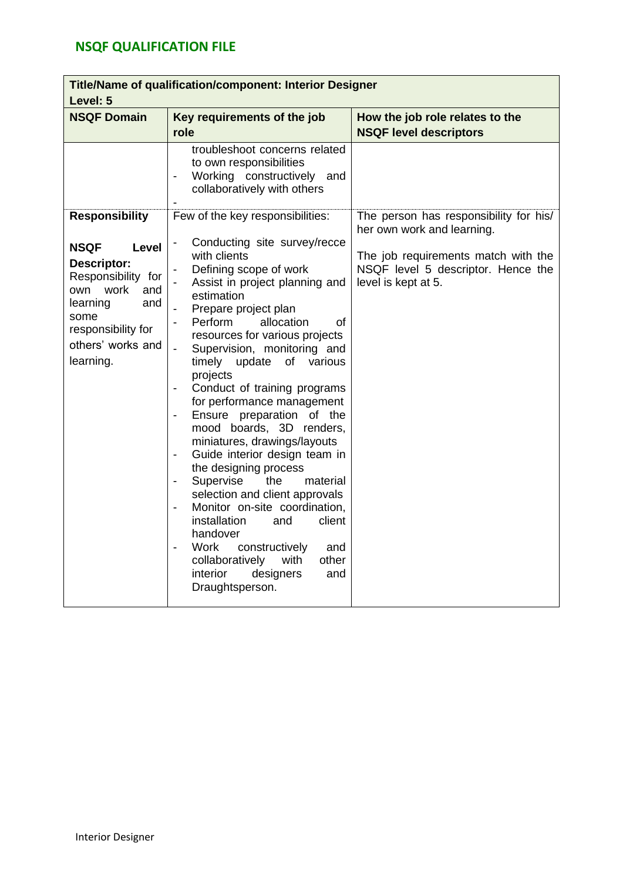## NSQF QUALIFICATION FILE

| **Title/Name of qualification/component: Interior Designer**<br>**Level: 5** | | |
|---|---|---|
| **NSQF Domain** | **Key requirements of the job role** | **How the job role relates to the NSQF level descriptors** |
| | troubleshoot concerns related to own responsibilities<br>- Working constructively and collaboratively with others<br>- | |
| **Responsibility**<br><br>**NSQF Level Descriptor:** Responsibility for own work and learning and some responsibility for others' works and learning. | Few of the key responsibilities:<br><br>- Conducting site survey/recce with clients<br>- Defining scope of work<br>- Assist in project planning and estimation<br>- Prepare project plan<br>- Perform allocation of resources for various projects<br>- Supervision, monitoring and timely update of various projects<br>- Conduct of training programs for performance management<br>- Ensure preparation of the mood boards, 3D renders, miniatures, drawings/layouts<br>- Guide interior design team in the designing process<br>- Supervise the material selection and client approvals<br>- Monitor on-site coordination, installation and client handover<br>- Work constructively and collaboratively with other interior designers and Draughtsperson. | The person has responsibility for his/ her own work and learning.<br><br>The job requirements match with the NSQF level 5 descriptor. Hence the level is kept at 5. |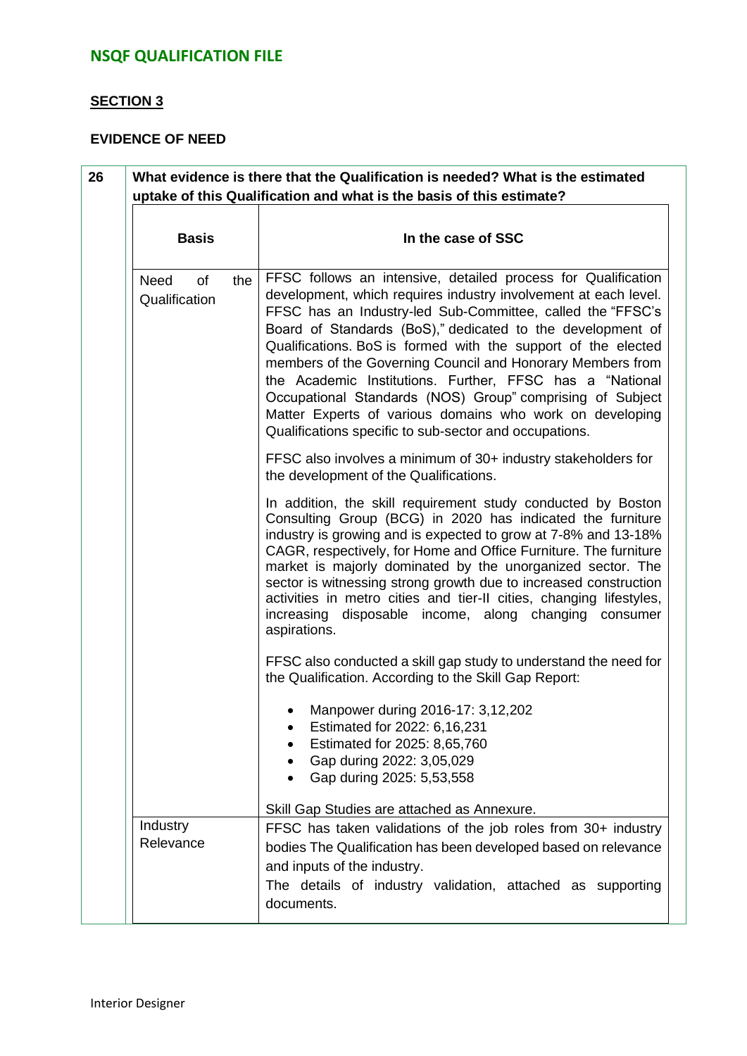## SECTION 3

### EVIDENCE OF NEED

| 26 | What evidence is there that the Qualification is needed? What is the estimated uptake of this Qualification and what is the basis of this estimate? | |
|---|---|---|
| | **Basis** | **In the case of SSC** |
| | Need of the Qualification | FFSC follows an intensive, detailed process for Qualification development, which requires industry involvement at each level. FFSC has an Industry-led Sub-Committee, called the "FFSC's Board of Standards (BoS)," dedicated to the development of Qualifications. BoS is formed with the support of the elected members of the Governing Council and Honorary Members from the Academic Institutions. Further, FFSC has a "National Occupational Standards (NOS) Group" comprising of Subject Matter Experts of various domains who work on developing Qualifications specific to sub-sector and occupations.<br><br>FFSC also involves a minimum of 30+ industry stakeholders for the development of the Qualifications.<br><br>In addition, the skill requirement study conducted by Boston Consulting Group (BCG) in 2020 has indicated the furniture industry is growing and is expected to grow at 7-8% and 13-18% CAGR, respectively, for Home and Office Furniture. The furniture market is majorly dominated by the unorganized sector. The sector is witnessing strong growth due to increased construction activities in metro cities and tier-II cities, changing lifestyles, increasing disposable income, along changing consumer aspirations.<br><br>FFSC also conducted a skill gap study to understand the need for the Qualification. According to the Skill Gap Report:<br><br>• Manpower during 2016-17: 3,12,202<br>• Estimated for 2022: 6,16,231<br>• Estimated for 2025: 8,65,760<br>• Gap during 2022: 3,05,029<br>• Gap during 2025: 5,53,558<br><br>Skill Gap Studies are attached as Annexure. |
| | Industry Relevance | FFSC has taken validations of the job roles from 30+ industry bodies The Qualification has been developed based on relevance and inputs of the industry.<br>The details of industry validation, attached as supporting documents. |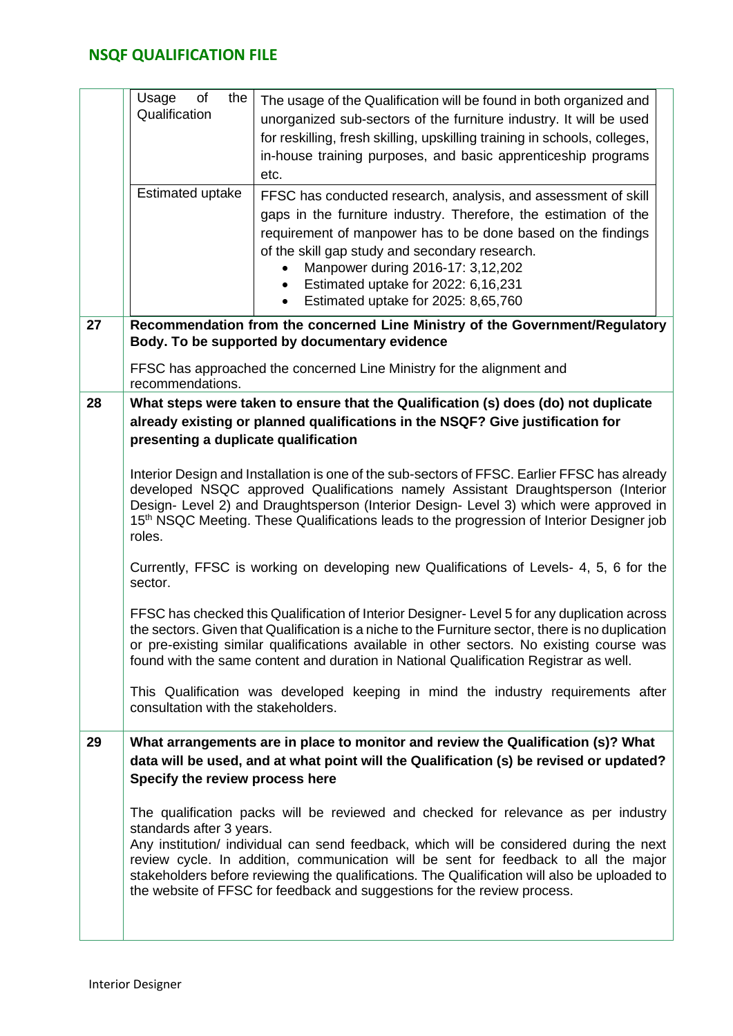| | | |
|---|---|---|
| | Usage of the Qualification | The usage of the Qualification will be found in both organized and unorganized sub-sectors of the furniture industry. It will be used for reskilling, fresh skilling, upskilling training in schools, colleges, in-house training purposes, and basic apprenticeship programs etc. |
| | Estimated uptake | FFSC has conducted research, analysis, and assessment of skill gaps in the furniture industry. Therefore, the estimation of the requirement of manpower has to be done based on the findings of the skill gap study and secondary research.<br>• Manpower during 2016-17: 3,12,202<br>• Estimated uptake for 2022: 6,16,231<br>• Estimated uptake for 2025: 8,65,760 |
| **27** | **Recommendation from the concerned Line Ministry of the Government/Regulatory Body. To be supported by documentary evidence**<br><br>FFSC has approached the concerned Line Ministry for the alignment and recommendations. | |
| **28** | **What steps were taken to ensure that the Qualification (s) does (do) not duplicate already existing or planned qualifications in the NSQF? Give justification for presenting a duplicate qualification**<br><br>Interior Design and Installation is one of the sub-sectors of FFSC. Earlier FFSC has already developed NSQC approved Qualifications namely Assistant Draughtsperson (Interior Design- Level 2) and Draughtsperson (Interior Design- Level 3) which were approved in 15th NSQC Meeting. These Qualifications leads to the progression of Interior Designer job roles.<br><br>Currently, FFSC is working on developing new Qualifications of Levels- 4, 5, 6 for the sector.<br><br>FFSC has checked this Qualification of Interior Designer- Level 5 for any duplication across the sectors. Given that Qualification is a niche to the Furniture sector, there is no duplication or pre-existing similar qualifications available in other sectors. No existing course was found with the same content and duration in National Qualification Registrar as well.<br><br>This Qualification was developed keeping in mind the industry requirements after consultation with the stakeholders. | |
| **29** | **What arrangements are in place to monitor and review the Qualification (s)? What data will be used, and at what point will the Qualification (s) be revised or updated? Specify the review process here**<br><br>The qualification packs will be reviewed and checked for relevance as per industry standards after 3 years.<br>Any institution/ individual can send feedback, which will be considered during the next review cycle. In addition, communication will be sent for feedback to all the major stakeholders before reviewing the qualifications. The Qualification will also be uploaded to the website of FFSC for feedback and suggestions for the review process. | |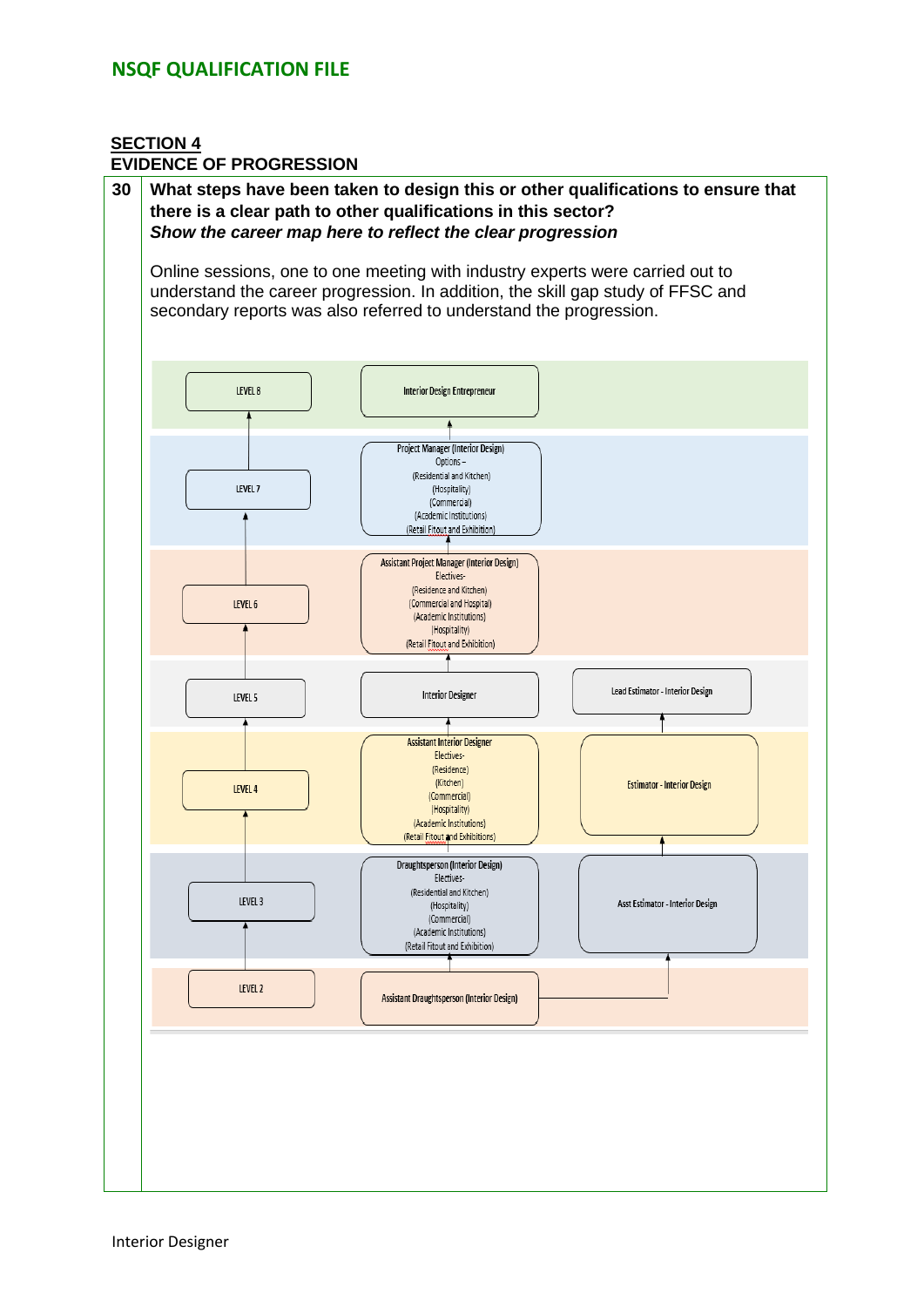## SECTION 4

## EVIDENCE OF PROGRESSION

**30** **What steps have been taken to design this or other qualifications to ensure that there is a clear path to other qualifications in this sector?**
***Show the career map here to reflect the clear progression***

Online sessions, one to one meeting with industry experts were carried out to understand the career progression. In addition, the skill gap study of FFSC and secondary reports was also referred to understand the progression.

| Level | Interior Design Pathway | Estimation Pathway |
|---|---|---|
| LEVEL 8 | Interior Design Entrepreneur | |
| LEVEL 7 | Project Manager (Interior Design) Options – (Residential and Kitchen) (Hospitality) (Commercial) (Academic Institutions) (Retail Fitout and Exhibition) | |
| LEVEL 6 | Assistant Project Manager (Interior Design) Electives- (Residence and Kitchen) (Commercial and Hospital) (Academic Institutions) (Hospitality) (Retail Fitout and Exhibition) | |
| LEVEL 5 | Interior Designer | Lead Estimator - Interior Design |
| LEVEL 4 | Assistant Interior Designer Electives- (Residence) (Kitchen) (Commercial) (Hospitality) (Academic Institutions) (Retail Fitout and Exhibitions) | Estimator - Interior Design |
| LEVEL 3 | Draughtsperson (Interior Design) Electives- (Residential and Kitchen) (Hospitality) (Commercial) (Academic Institutions) (Retail Fitout and Exhibition) | Asst Estimator - Interior Design |
| LEVEL 2 | Assistant Draughtsperson (Interior Design) | |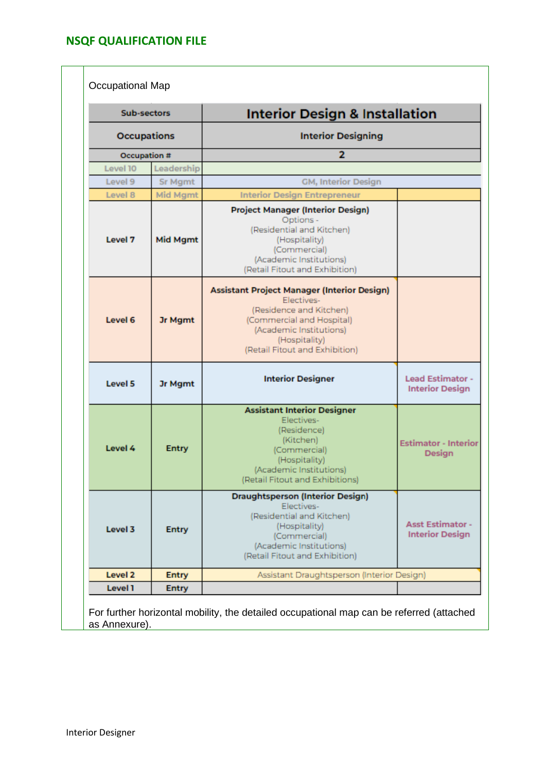## NSQF QUALIFICATION FILE

Occupational Map

| Sub-sectors | | Interior Design & Installation | |
|---|---|---|---|
| Occupations | | Interior Designing | |
| Occupation # | | 2 | |
| Level 10 | Leadership | | |
| Level 9 | Sr Mgmt | GM, Interior Design | |
| Level 8 | Mid Mgmt | Interior Design Entrepreneur | |
| Level 7 | Mid Mgmt | **Project Manager (Interior Design)** Options - (Residential and Kitchen) (Hospitality) (Commercial) (Academic Institutions) (Retail Fitout and Exhibition) | |
| Level 6 | Jr Mgmt | **Assistant Project Manager (Interior Design)** Electives- (Residence and Kitchen) (Commercial and Hospital) (Academic Institutions) (Hospitality) (Retail Fitout and Exhibition) | |
| Level 5 | Jr Mgmt | **Interior Designer** | Lead Estimator - Interior Design |
| Level 4 | Entry | **Assistant Interior Designer** Electives- (Residence) (Kitchen) (Commercial) (Hospitality) (Academic Institutions) (Retail Fitout and Exhibitions) | Estimator - Interior Design |
| Level 3 | Entry | **Draughtsperson (Interior Design)** Electives- (Residential and Kitchen) (Hospitality) (Commercial) (Academic Institutions) (Retail Fitout and Exhibition) | Asst Estimator - Interior Design |
| Level 2 | Entry | Assistant Draughtsperson (Interior Design) | |
| Level 1 | Entry | | |

For further horizontal mobility, the detailed occupational map can be referred (attached as Annexure).